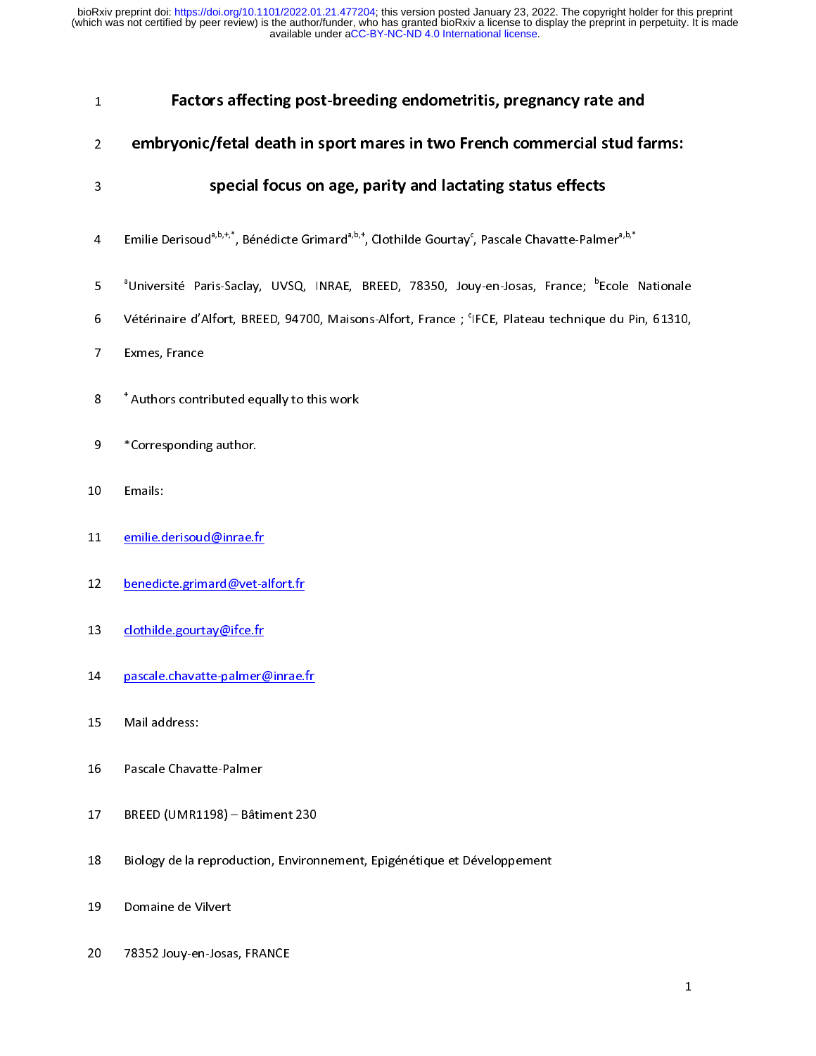# Factors affecting post-breeding endometritis, pregnancy rate and embryonic/fetal death in sport mares in two French commercial stud farms: special focus on age, parity and lactating status effects

Emilie Derisoud[a,b,+,*], Bénédicte Grimard[a,b,+], Clothilde Gourtay[c], Pascale Chavatte-Palmer[a,b,*]

[a]Université Paris-Saclay, UVSQ, INRAE, BREED, 78350, Jouy-en-Josas, France; [b]Ecole Nationale Vétérinaire d'Alfort, BREED, 94700, Maisons-Alfort, France ; [c]IFCE, Plateau technique du Pin, 61310, Exmes, France

[+] Authors contributed equally to this work

*Corresponding author.

Emails:

emilie.derisoud@inrae.fr

benedicte.grimard@vet-alfort.fr

clothilde.gourtay@ifce.fr

pascale.chavatte-palmer@inrae.fr

Mail address:

Pascale Chavatte-Palmer

BREED (UMR1198) – Bâtiment 230

Biology de la reproduction, Environnement, Epigénétique et Développement

Domaine de Vilvert

78352 Jouy-en-Josas, FRANCE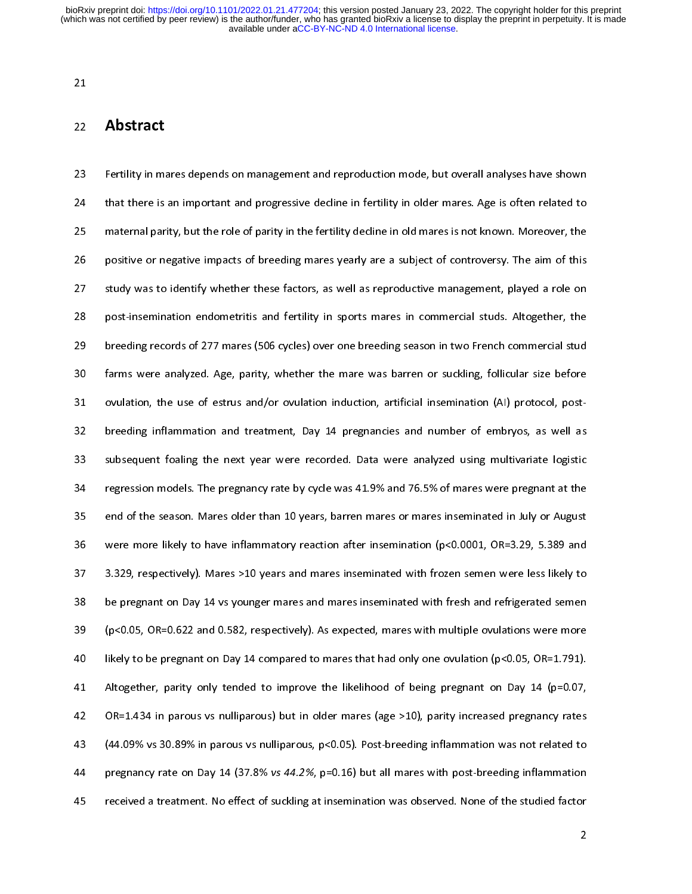## Abstract

Fertility in mares depends on management and reproduction mode, but overall analyses have shown that there is an important and progressive decline in fertility in older mares. Age is often related to maternal parity, but the role of parity in the fertility decline in old mares is not known. Moreover, the positive or negative impacts of breeding mares yearly are a subject of controversy. The aim of this study was to identify whether these factors, as well as reproductive management, played a role on post-insemination endometritis and fertility in sports mares in commercial studs. Altogether, the breeding records of 277 mares (506 cycles) over one breeding season in two French commercial stud farms were analyzed. Age, parity, whether the mare was barren or suckling, follicular size before ovulation, the use of estrus and/or ovulation induction, artificial insemination (AI) protocol, post-breeding inflammation and treatment, Day 14 pregnancies and number of embryos, as well as subsequent foaling the next year were recorded. Data were analyzed using multivariate logistic regression models. The pregnancy rate by cycle was 41.9% and 76.5% of mares were pregnant at the end of the season. Mares older than 10 years, barren mares or mares inseminated in July or August were more likely to have inflammatory reaction after insemination ($p<0.0001$, OR=3.29, 5.389 and 3.329, respectively). Mares >10 years and mares inseminated with frozen semen were less likely to be pregnant on Day 14 vs younger mares and mares inseminated with fresh and refrigerated semen ($p<0.05$, OR=0.622 and 0.582, respectively). As expected, mares with multiple ovulations were more likely to be pregnant on Day 14 compared to mares that had only one ovulation ($p<0.05$, OR=1.791). Altogether, parity only tended to improve the likelihood of being pregnant on Day 14 ($p=0.07$, OR=1.434 in parous vs nulliparous) but in older mares (age >10), parity increased pregnancy rates (44.09% vs 30.89% in parous vs nulliparous, $p<0.05$). Post-breeding inflammation was not related to pregnancy rate on Day 14 (37.8% *vs 44.2%*, $p=0.16$) but all mares with post-breeding inflammation received a treatment. No effect of suckling at insemination was observed. None of the studied factor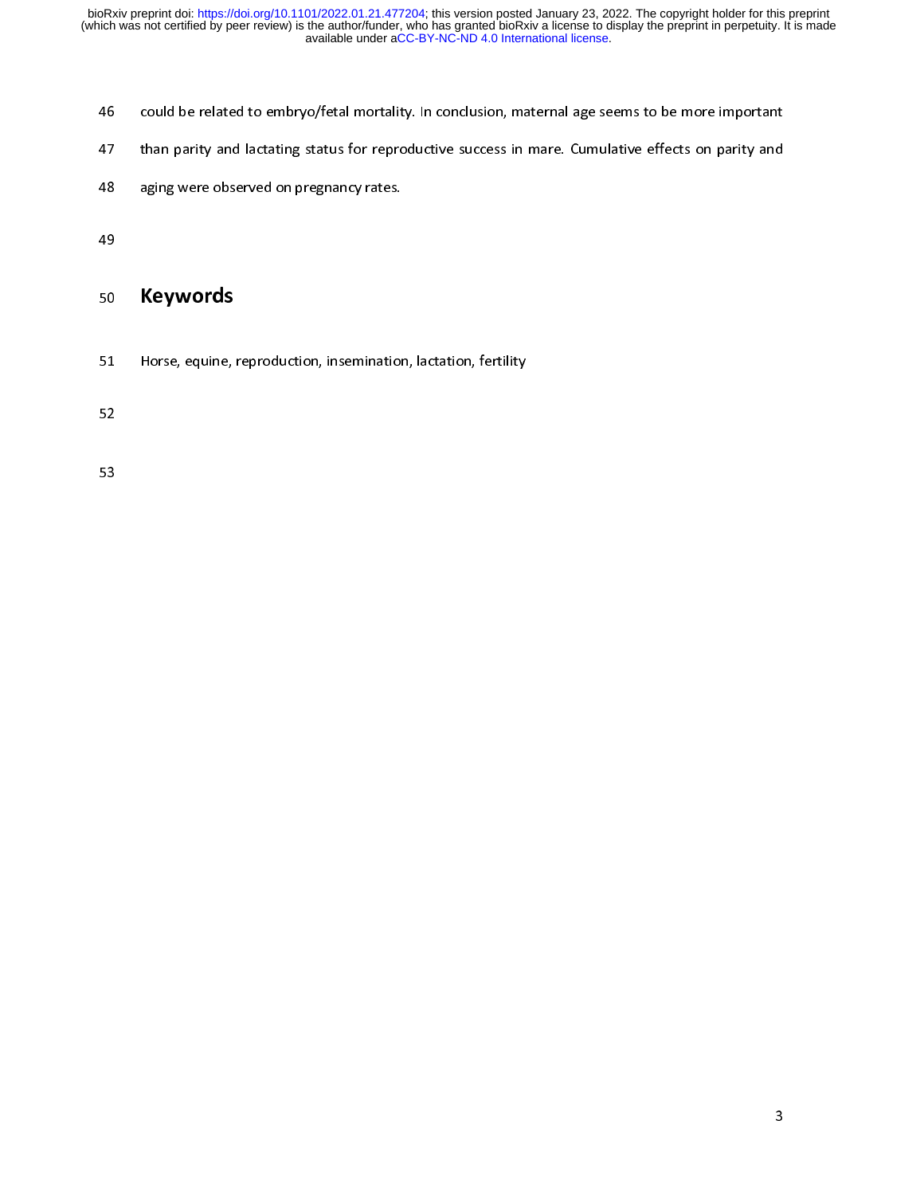could be related to embryo/fetal mortality. In conclusion, maternal age seems to be more important than parity and lactating status for reproductive success in mare. Cumulative effects on parity and aging were observed on pregnancy rates.

## Keywords

Horse, equine, reproduction, insemination, lactation, fertility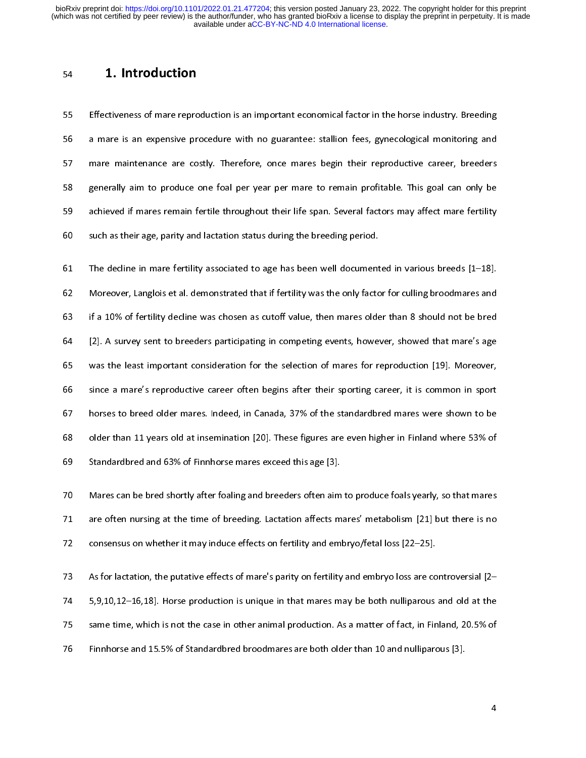# 1. Introduction

Effectiveness of mare reproduction is an important economical factor in the horse industry. Breeding a mare is an expensive procedure with no guarantee: stallion fees, gynecological monitoring and mare maintenance are costly. Therefore, once mares begin their reproductive career, breeders generally aim to produce one foal per year per mare to remain profitable. This goal can only be achieved if mares remain fertile throughout their life span. Several factors may affect mare fertility such as their age, parity and lactation status during the breeding period.

The decline in mare fertility associated to age has been well documented in various breeds [1–18]. Moreover, Langlois et al. demonstrated that if fertility was the only factor for culling broodmares and if a 10% of fertility decline was chosen as cutoff value, then mares older than 8 should not be bred [2]. A survey sent to breeders participating in competing events, however, showed that mare's age was the least important consideration for the selection of mares for reproduction [19]. Moreover, since a mare's reproductive career often begins after their sporting career, it is common in sport horses to breed older mares. Indeed, in Canada, 37% of the standardbred mares were shown to be older than 11 years old at insemination [20]. These figures are even higher in Finland where 53% of Standardbred and 63% of Finnhorse mares exceed this age [3].

Mares can be bred shortly after foaling and breeders often aim to produce foals yearly, so that mares are often nursing at the time of breeding. Lactation affects mares' metabolism [21] but there is no consensus on whether it may induce effects on fertility and embryo/fetal loss [22–25].

As for lactation, the putative effects of mare's parity on fertility and embryo loss are controversial [2–5,9,10,12–16,18]. Horse production is unique in that mares may be both nulliparous and old at the same time, which is not the case in other animal production. As a matter of fact, in Finland, 20.5% of Finnhorse and 15.5% of Standardbred broodmares are both older than 10 and nulliparous [3].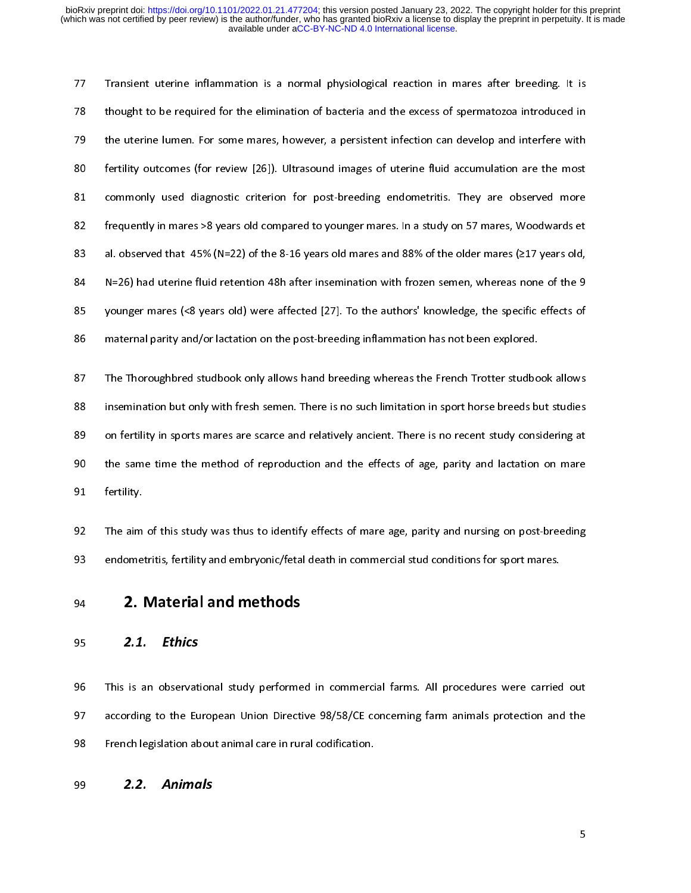Transient uterine inflammation is a normal physiological reaction in mares after breeding. It is thought to be required for the elimination of bacteria and the excess of spermatozoa introduced in the uterine lumen. For some mares, however, a persistent infection can develop and interfere with fertility outcomes (for review [26]). Ultrasound images of uterine fluid accumulation are the most commonly used diagnostic criterion for post-breeding endometritis. They are observed more frequently in mares >8 years old compared to younger mares. In a study on 57 mares, Woodwards et al. observed that 45% (N=22) of the 8-16 years old mares and 88% of the older mares (≥17 years old, N=26) had uterine fluid retention 48h after insemination with frozen semen, whereas none of the 9 younger mares (<8 years old) were affected [27]. To the authors' knowledge, the specific effects of maternal parity and/or lactation on the post-breeding inflammation has not been explored.

The Thoroughbred studbook only allows hand breeding whereas the French Trotter studbook allows insemination but only with fresh semen. There is no such limitation in sport horse breeds but studies on fertility in sports mares are scarce and relatively ancient. There is no recent study considering at the same time the method of reproduction and the effects of age, parity and lactation on mare fertility.

The aim of this study was thus to identify effects of mare age, parity and nursing on post-breeding endometritis, fertility and embryonic/fetal death in commercial stud conditions for sport mares.

# 2. Material and methods

## 2.1. Ethics

This is an observational study performed in commercial farms. All procedures were carried out according to the European Union Directive 98/58/CE concerning farm animals protection and the French legislation about animal care in rural codification.

## 2.2. Animals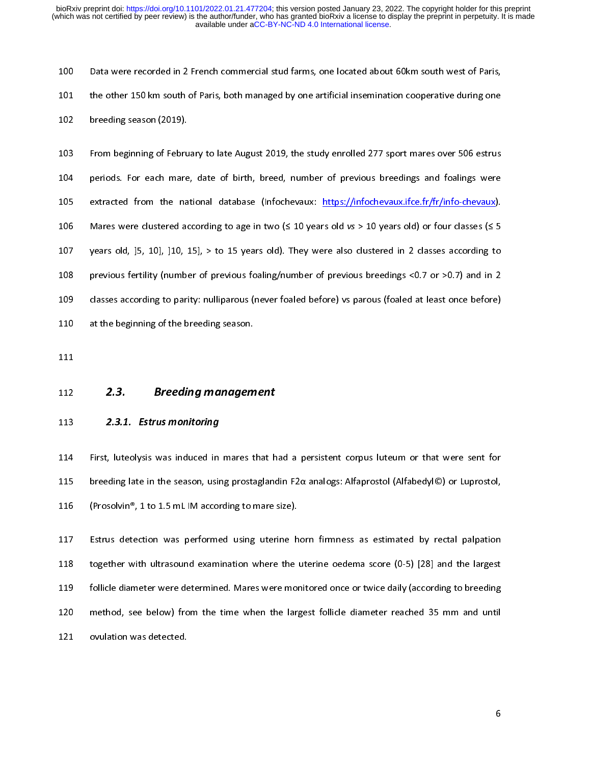Data were recorded in 2 French commercial stud farms, one located about 60km south west of Paris, the other 150 km south of Paris, both managed by one artificial insemination cooperative during one breeding season (2019).

From beginning of February to late August 2019, the study enrolled 277 sport mares over 506 estrus periods. For each mare, date of birth, breed, number of previous breedings and foalings were extracted from the national database (Infochevaux: https://infochevaux.ifce.fr/fr/info-chevaux). Mares were clustered according to age in two (≤ 10 years old *vs* > 10 years old) or four classes (≤ 5 years old, ]5, 10], ]10, 15], > to 15 years old). They were also clustered in 2 classes according to previous fertility (number of previous foaling/number of previous breedings <0.7 or >0.7) and in 2 classes according to parity: nulliparous (never foaled before) vs parous (foaled at least once before) at the beginning of the breeding season.

## 2.3. Breeding management

### 2.3.1. Estrus monitoring

First, luteolysis was induced in mares that had a persistent corpus luteum or that were sent for breeding late in the season, using prostaglandin F2α analogs: Alfaprostol (Alfabedyl©) or Luprostol, (Prosolvin®, 1 to 1.5 mL IM according to mare size).

Estrus detection was performed using uterine horn firmness as estimated by rectal palpation together with ultrasound examination where the uterine oedema score (0-5) [28] and the largest follicle diameter were determined. Mares were monitored once or twice daily (according to breeding method, see below) from the time when the largest follicle diameter reached 35 mm and until ovulation was detected.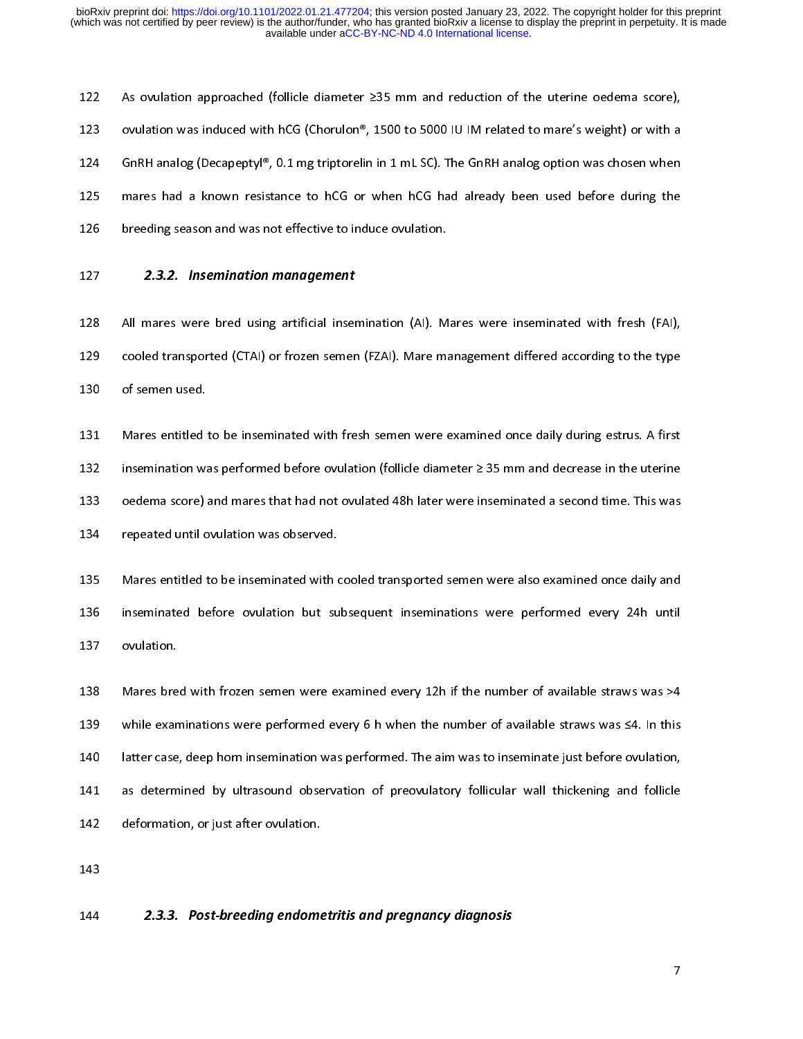As ovulation approached (follicle diameter ≥35 mm and reduction of the uterine oedema score), ovulation was induced with hCG (Chorulon®, 1500 to 5000 IU IM related to mare's weight) or with a GnRH analog (Decapeptyl®, 0.1 mg triptorelin in 1 mL SC). The GnRH analog option was chosen when mares had a known resistance to hCG or when hCG had already been used before during the breeding season and was not effective to induce ovulation.

### 2.3.2. Insemination management

All mares were bred using artificial insemination (AI). Mares were inseminated with fresh (FAI), cooled transported (CTAI) or frozen semen (FZAI). Mare management differed according to the type of semen used.

Mares entitled to be inseminated with fresh semen were examined once daily during estrus. A first insemination was performed before ovulation (follicle diameter ≥ 35 mm and decrease in the uterine oedema score) and mares that had not ovulated 48h later were inseminated a second time. This was repeated until ovulation was observed.

Mares entitled to be inseminated with cooled transported semen were also examined once daily and inseminated before ovulation but subsequent inseminations were performed every 24h until ovulation.

Mares bred with frozen semen were examined every 12h if the number of available straws was >4 while examinations were performed every 6 h when the number of available straws was ≤4. In this latter case, deep horn insemination was performed. The aim was to inseminate just before ovulation, as determined by ultrasound observation of preovulatory follicular wall thickening and follicle deformation, or just after ovulation.

### 2.3.3. Post-breeding endometritis and pregnancy diagnosis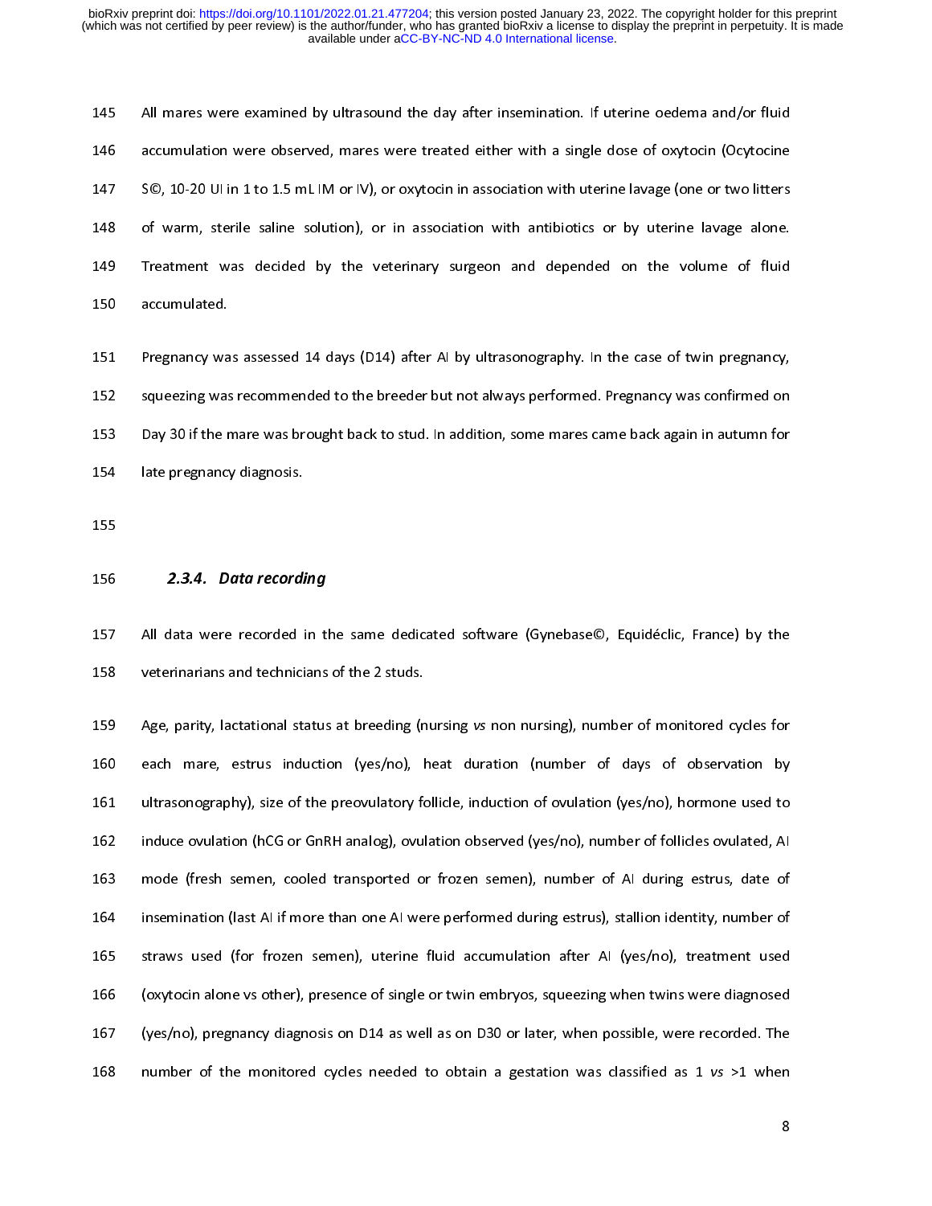All mares were examined by ultrasound the day after insemination. If uterine oedema and/or fluid accumulation were observed, mares were treated either with a single dose of oxytocin (Ocytocine S©, 10-20 UI in 1 to 1.5 mL IM or IV), or oxytocin in association with uterine lavage (one or two litters of warm, sterile saline solution), or in association with antibiotics or by uterine lavage alone. Treatment was decided by the veterinary surgeon and depended on the volume of fluid accumulated.

Pregnancy was assessed 14 days (D14) after AI by ultrasonography. In the case of twin pregnancy, squeezing was recommended to the breeder but not always performed. Pregnancy was confirmed on Day 30 if the mare was brought back to stud. In addition, some mares came back again in autumn for late pregnancy diagnosis.

### *2.3.4. Data recording*

All data were recorded in the same dedicated software (Gynebase©, Equidéclic, France) by the veterinarians and technicians of the 2 studs.

Age, parity, lactational status at breeding (nursing *vs* non nursing), number of monitored cycles for each mare, estrus induction (yes/no), heat duration (number of days of observation by ultrasonography), size of the preovulatory follicle, induction of ovulation (yes/no), hormone used to induce ovulation (hCG or GnRH analog), ovulation observed (yes/no), number of follicles ovulated, AI mode (fresh semen, cooled transported or frozen semen), number of AI during estrus, date of insemination (last AI if more than one AI were performed during estrus), stallion identity, number of straws used (for frozen semen), uterine fluid accumulation after AI (yes/no), treatment used (oxytocin alone vs other), presence of single or twin embryos, squeezing when twins were diagnosed (yes/no), pregnancy diagnosis on D14 as well as on D30 or later, when possible, were recorded. The number of the monitored cycles needed to obtain a gestation was classified as 1 *vs* >1 when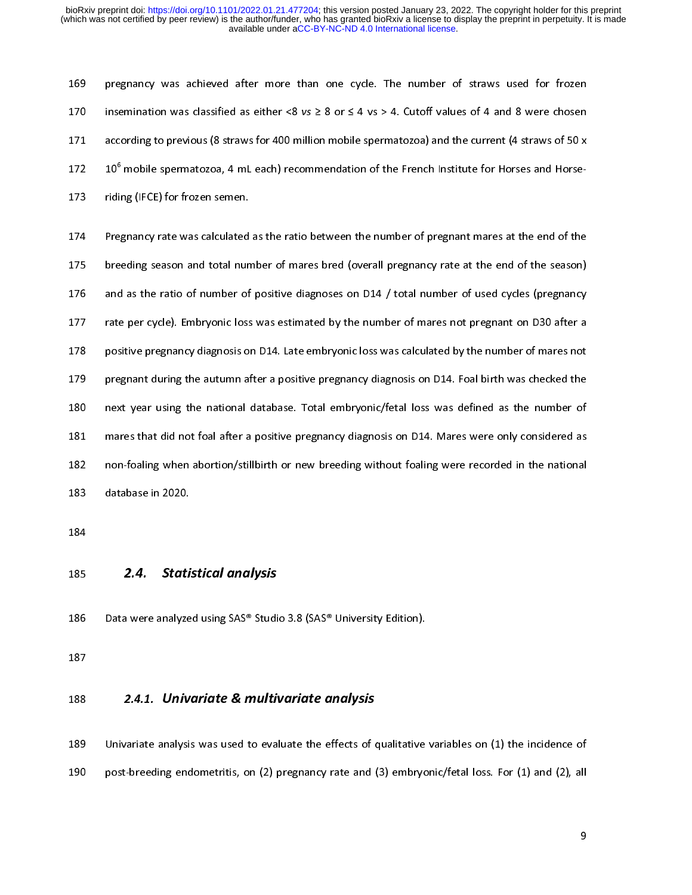pregnancy was achieved after more than one cycle. The number of straws used for frozen insemination was classified as either <8 *vs* ≥ 8 or ≤ 4 vs > 4. Cutoff values of 4 and 8 were chosen according to previous (8 straws for 400 million mobile spermatozoa) and the current (4 straws of 50 x $10^6$ mobile spermatozoa, 4 mL each) recommendation of the French Institute for Horses and Horse-riding (IFCE) for frozen semen.

Pregnancy rate was calculated as the ratio between the number of pregnant mares at the end of the breeding season and total number of mares bred (overall pregnancy rate at the end of the season) and as the ratio of number of positive diagnoses on D14 / total number of used cycles (pregnancy rate per cycle). Embryonic loss was estimated by the number of mares not pregnant on D30 after a positive pregnancy diagnosis on D14. Late embryonic loss was calculated by the number of mares not pregnant during the autumn after a positive pregnancy diagnosis on D14. Foal birth was checked the next year using the national database. Total embryonic/fetal loss was defined as the number of mares that did not foal after a positive pregnancy diagnosis on D14. Mares were only considered as non-foaling when abortion/stillbirth or new breeding without foaling were recorded in the national database in 2020.

## 2.4. Statistical analysis

Data were analyzed using SAS® Studio 3.8 (SAS® University Edition).

### 2.4.1. Univariate & multivariate analysis

Univariate analysis was used to evaluate the effects of qualitative variables on (1) the incidence of post-breeding endometritis, on (2) pregnancy rate and (3) embryonic/fetal loss. For (1) and (2), all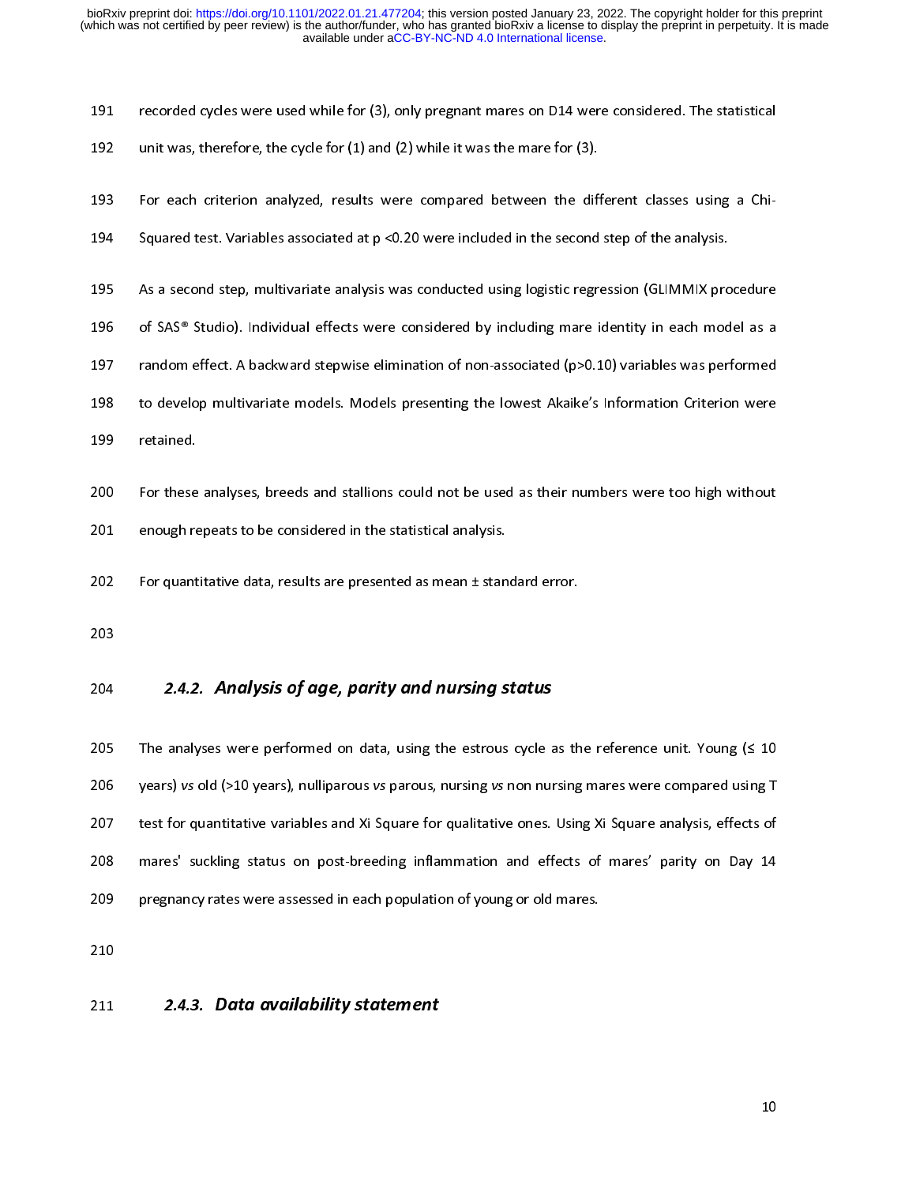recorded cycles were used while for (3), only pregnant mares on D14 were considered. The statistical unit was, therefore, the cycle for (1) and (2) while it was the mare for (3).

For each criterion analyzed, results were compared between the different classes using a Chi-Squared test. Variables associated at $p < 0.20$ were included in the second step of the analysis.

As a second step, multivariate analysis was conducted using logistic regression (GLIMMIX procedure of SAS® Studio). Individual effects were considered by including mare identity in each model as a random effect. A backward stepwise elimination of non-associated ($p > 0.10$) variables was performed to develop multivariate models. Models presenting the lowest Akaike's Information Criterion were retained.

For these analyses, breeds and stallions could not be used as their numbers were too high without enough repeats to be considered in the statistical analysis.

For quantitative data, results are presented as mean ± standard error.

### 2.4.2. Analysis of age, parity and nursing status

The analyses were performed on data, using the estrous cycle as the reference unit. Young (≤ 10 years) *vs* old (>10 years), nulliparous *vs* parous, nursing *vs* non nursing mares were compared using T test for quantitative variables and Xi Square for qualitative ones. Using Xi Square analysis, effects of mares' suckling status on post-breeding inflammation and effects of mares' parity on Day 14 pregnancy rates were assessed in each population of young or old mares.

### 2.4.3. Data availability statement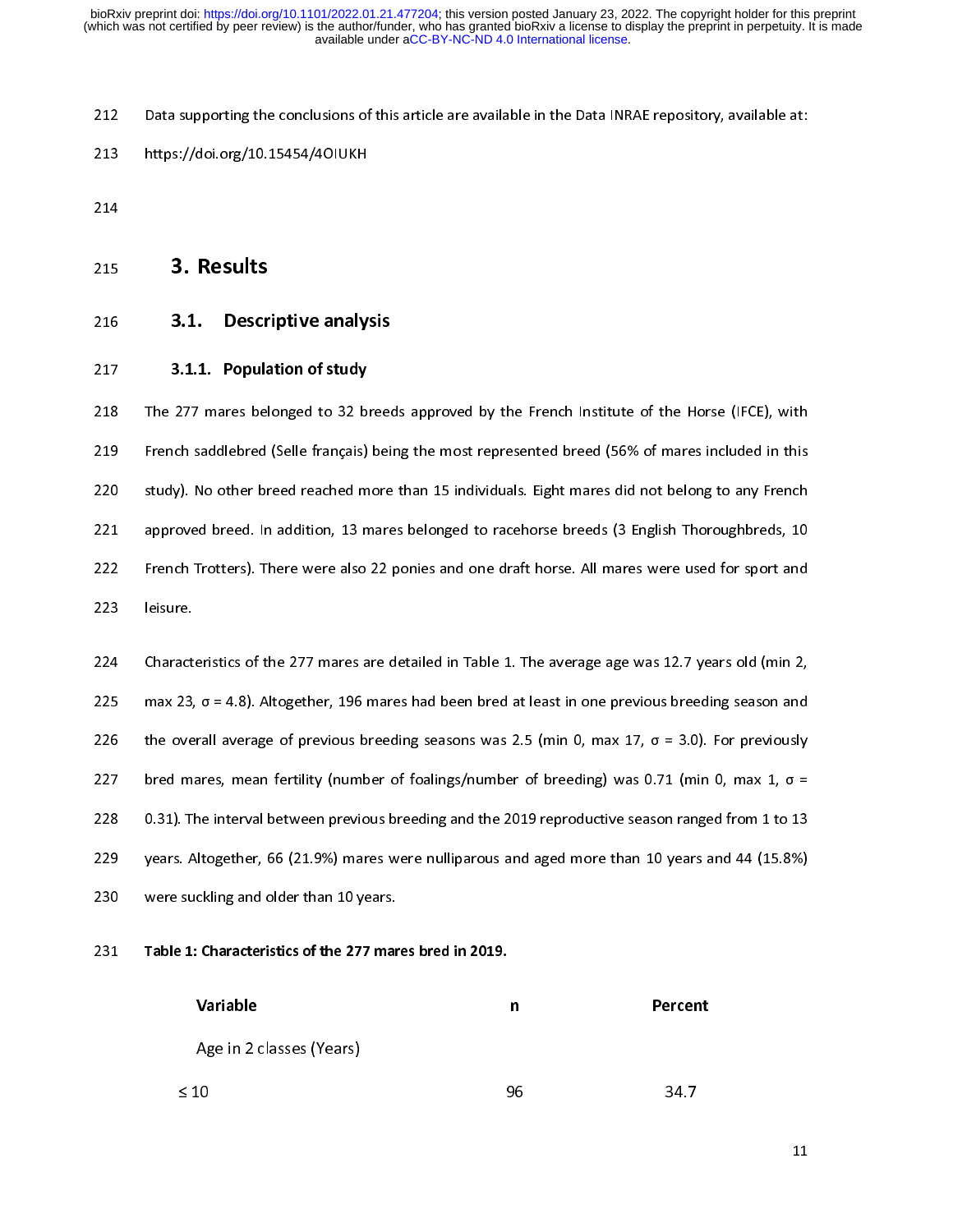Data supporting the conclusions of this article are available in the Data INRAE repository, available at: https://doi.org/10.15454/4OIUKH

# 3. Results

## 3.1. Descriptive analysis

### 3.1.1. Population of study

The 277 mares belonged to 32 breeds approved by the French Institute of the Horse (IFCE), with French saddlebred (Selle français) being the most represented breed (56% of mares included in this study). No other breed reached more than 15 individuals. Eight mares did not belong to any French approved breed. In addition, 13 mares belonged to racehorse breeds (3 English Thoroughbreds, 10 French Trotters). There were also 22 ponies and one draft horse. All mares were used for sport and leisure.

Characteristics of the 277 mares are detailed in Table 1. The average age was 12.7 years old (min 2, max 23, σ = 4.8). Altogether, 196 mares had been bred at least in one previous breeding season and the overall average of previous breeding seasons was 2.5 (min 0, max 17, σ = 3.0). For previously bred mares, mean fertility (number of foalings/number of breeding) was 0.71 (min 0, max 1, σ = 0.31). The interval between previous breeding and the 2019 reproductive season ranged from 1 to 13 years. Altogether, 66 (21.9%) mares were nulliparous and aged more than 10 years and 44 (15.8%) were suckling and older than 10 years.

**Table 1: Characteristics of the 277 mares bred in 2019.**

| Variable | n | Percent |
|---|---|---|
| Age in 2 classes (Years) | | |
| ≤ 10 | 96 | 34.7 |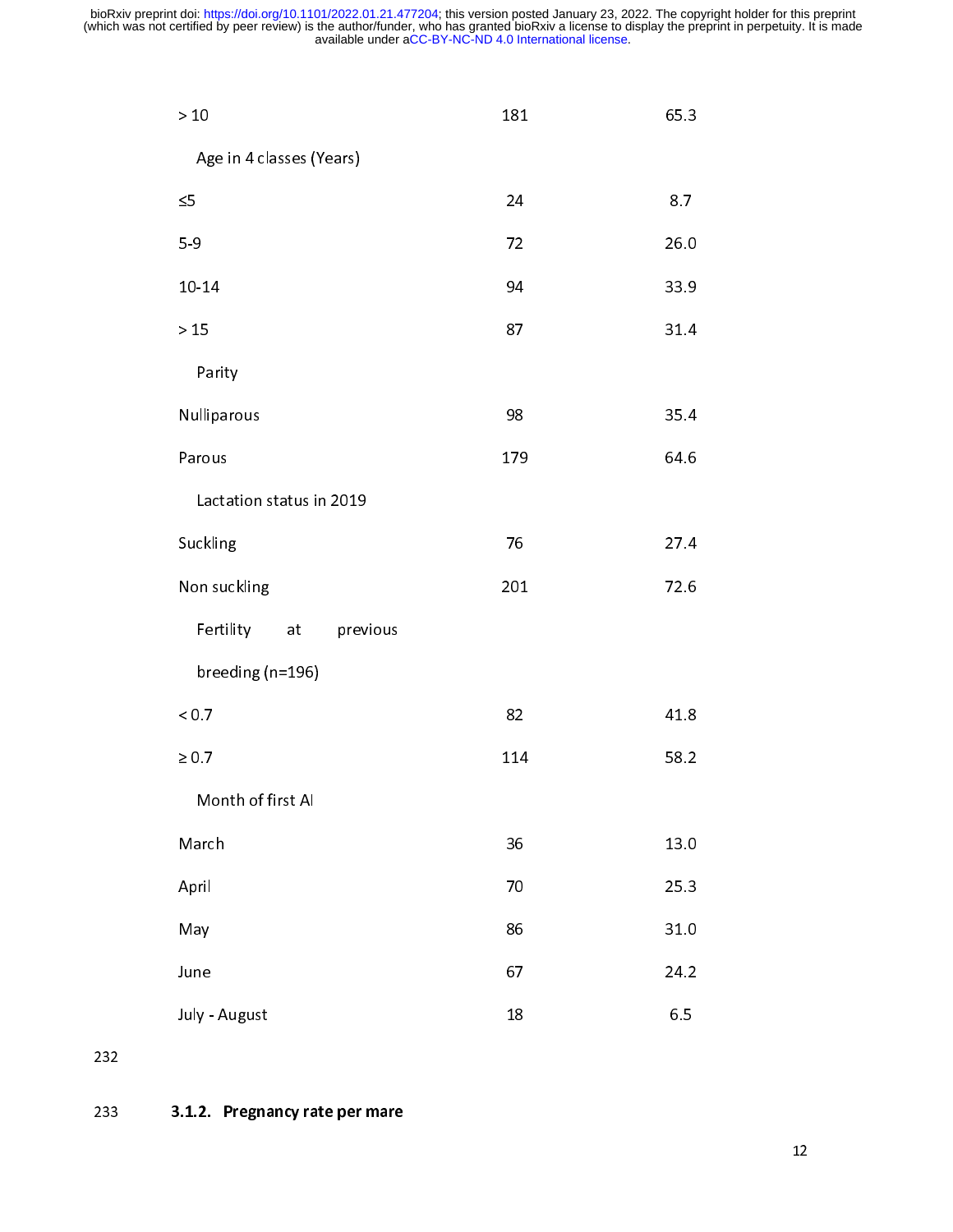| | | |
|---|---|---|
| > 10 | 181 | 65.3 |
| Age in 4 classes (Years) | | |
| ≤5 | 24 | 8.7 |
| 5-9 | 72 | 26.0 |
| 10-14 | 94 | 33.9 |
| > 15 | 87 | 31.4 |
| Parity | | |
| Nulliparous | 98 | 35.4 |
| Parous | 179 | 64.6 |
| Lactation status in 2019 | | |
| Suckling | 76 | 27.4 |
| Non suckling | 201 | 72.6 |
| Fertility at previous breeding (n=196) | | |
| < 0.7 | 82 | 41.8 |
| ≥ 0.7 | 114 | 58.2 |
| Month of first AI | | |
| March | 36 | 13.0 |
| April | 70 | 25.3 |
| May | 86 | 31.0 |
| June | 67 | 24.2 |
| July - August | 18 | 6.5 |

232

233 **3.1.2. Pregnancy rate per mare**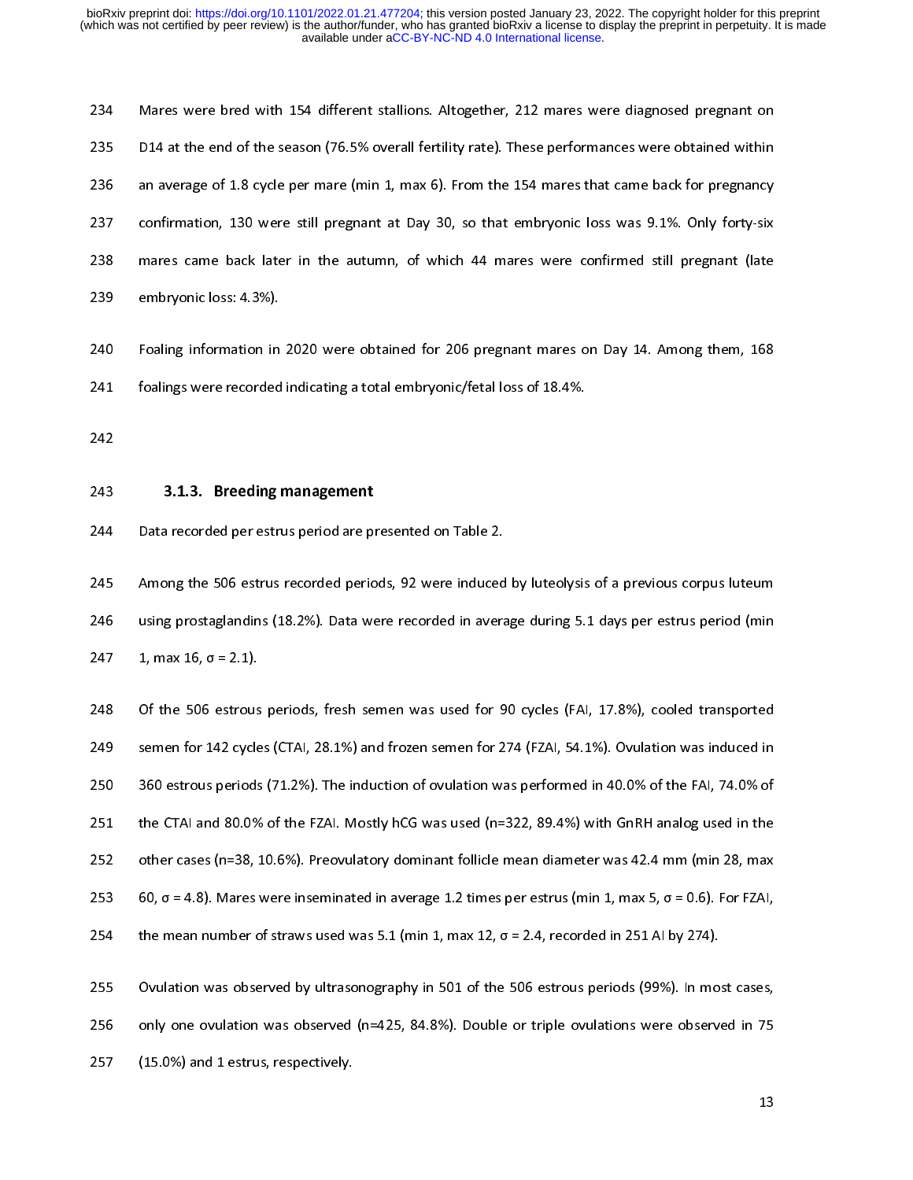Mares were bred with 154 different stallions. Altogether, 212 mares were diagnosed pregnant on D14 at the end of the season (76.5% overall fertility rate). These performances were obtained within an average of 1.8 cycle per mare (min 1, max 6). From the 154 mares that came back for pregnancy confirmation, 130 were still pregnant at Day 30, so that embryonic loss was 9.1%. Only forty-six mares came back later in the autumn, of which 44 mares were confirmed still pregnant (late embryonic loss: 4.3%).

Foaling information in 2020 were obtained for 206 pregnant mares on Day 14. Among them, 168 foalings were recorded indicating a total embryonic/fetal loss of 18.4%.

#### 3.1.3. Breeding management

Data recorded per estrus period are presented on Table 2.

Among the 506 estrus recorded periods, 92 were induced by luteolysis of a previous corpus luteum using prostaglandins (18.2%). Data were recorded in average during 5.1 days per estrus period (min 1, max 16, $\sigma = 2.1$).

Of the 506 estrous periods, fresh semen was used for 90 cycles (FAI, 17.8%), cooled transported semen for 142 cycles (CTAI, 28.1%) and frozen semen for 274 (FZAI, 54.1%). Ovulation was induced in 360 estrous periods (71.2%). The induction of ovulation was performed in 40.0% of the FAI, 74.0% of the CTAI and 80.0% of the FZAI. Mostly hCG was used (n=322, 89.4%) with GnRH analog used in the other cases (n=38, 10.6%). Preovulatory dominant follicle mean diameter was 42.4 mm (min 28, max 60, $\sigma = 4.8$). Mares were inseminated in average 1.2 times per estrus (min 1, max 5, $\sigma = 0.6$). For FZAI, the mean number of straws used was 5.1 (min 1, max 12, $\sigma = 2.4$, recorded in 251 AI by 274).

Ovulation was observed by ultrasonography in 501 of the 506 estrous periods (99%). In most cases, only one ovulation was observed (n=425, 84.8%). Double or triple ovulations were observed in 75 (15.0%) and 1 estrus, respectively.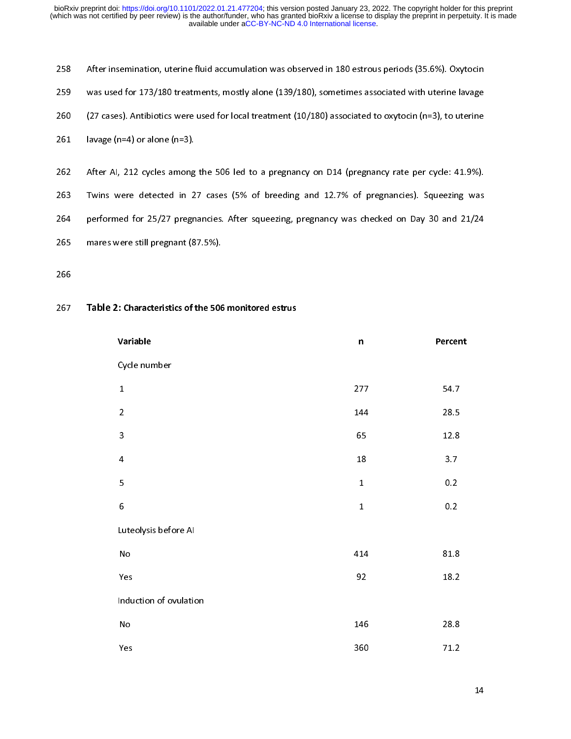After insemination, uterine fluid accumulation was observed in 180 estrous periods (35.6%). Oxytocin was used for 173/180 treatments, mostly alone (139/180), sometimes associated with uterine lavage (27 cases). Antibiotics were used for local treatment (10/180) associated to oxytocin (n=3), to uterine lavage (n=4) or alone (n=3).

After AI, 212 cycles among the 506 led to a pregnancy on D14 (pregnancy rate per cycle: 41.9%). Twins were detected in 27 cases (5% of breeding and 12.7% of pregnancies). Squeezing was performed for 25/27 pregnancies. After squeezing, pregnancy was checked on Day 30 and 21/24 mares were still pregnant (87.5%).

**Table 2: Characteristics of the 506 monitored estrus**

| Variable | n | Percent |
|---|---|---|
| Cycle number | | |
| 1 | 277 | 54.7 |
| 2 | 144 | 28.5 |
| 3 | 65 | 12.8 |
| 4 | 18 | 3.7 |
| 5 | 1 | 0.2 |
| 6 | 1 | 0.2 |
| Luteolysis before AI | | |
| No | 414 | 81.8 |
| Yes | 92 | 18.2 |
| Induction of ovulation | | |
| No | 146 | 28.8 |
| Yes | 360 | 71.2 |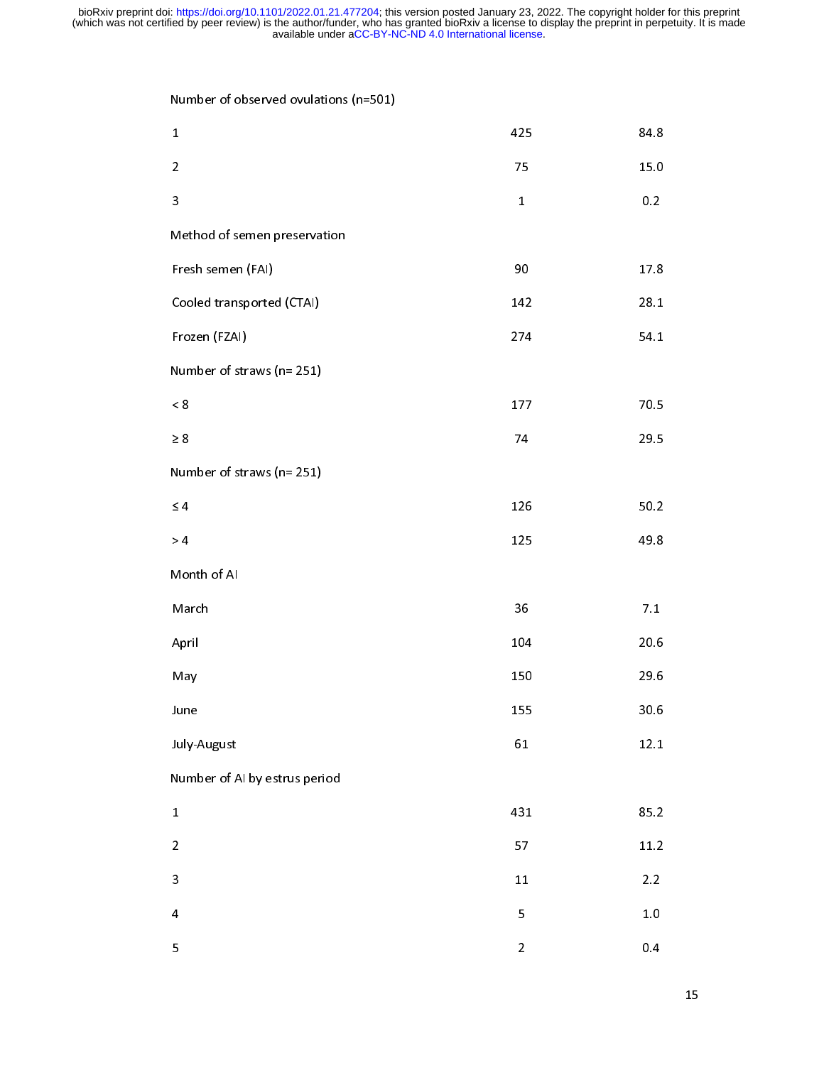| | | |
|---|---|---|
| Number of observed ovulations (n=501) | | |
| 1 | 425 | 84.8 |
| 2 | 75 | 15.0 |
| 3 | 1 | 0.2 |
| Method of semen preservation | | |
| Fresh semen (FAI) | 90 | 17.8 |
| Cooled transported (CTAI) | 142 | 28.1 |
| Frozen (FZAI) | 274 | 54.1 |
| Number of straws (n= 251) | | |
| < 8 | 177 | 70.5 |
| ≥ 8 | 74 | 29.5 |
| Number of straws (n= 251) | | |
| ≤ 4 | 126 | 50.2 |
| > 4 | 125 | 49.8 |
| Month of AI | | |
| March | 36 | 7.1 |
| April | 104 | 20.6 |
| May | 150 | 29.6 |
| June | 155 | 30.6 |
| July-August | 61 | 12.1 |
| Number of AI by estrus period | | |
| 1 | 431 | 85.2 |
| 2 | 57 | 11.2 |
| 3 | 11 | 2.2 |
| 4 | 5 | 1.0 |
| 5 | 2 | 0.4 |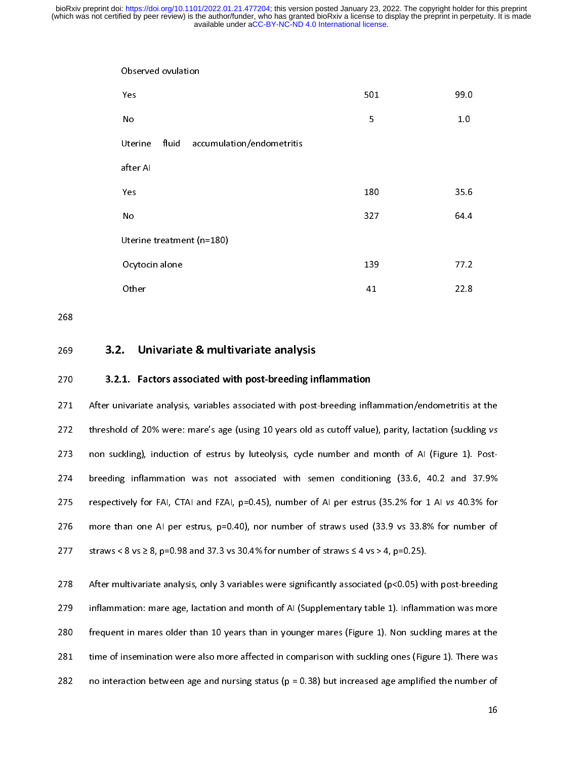| | | |
|---|---|---|
| Observed ovulation | | |
| Yes | 501 | 99.0 |
| No | 5 | 1.0 |
| Uterine fluid accumulation/endometritis after AI | | |
| Yes | 180 | 35.6 |
| No | 327 | 64.4 |
| Uterine treatment (n=180) | | |
| Ocytocin alone | 139 | 77.2 |
| Other | 41 | 22.8 |

## 3.2. Univariate & multivariate analysis

### 3.2.1. Factors associated with post-breeding inflammation

After univariate analysis, variables associated with post-breeding inflammation/endometritis at the threshold of 20% were: mare's age (using 10 years old as cutoff value), parity, lactation (suckling *vs* non suckling), induction of estrus by luteolysis, cycle number and month of AI (Figure 1). Post-breeding inflammation was not associated with semen conditioning (33.6, 40.2 and 37.9% respectively for FAI, CTAI and FZAI, p=0.45), number of AI per estrus (35.2% for 1 AI *vs* 40.3% for more than one AI per estrus, p=0.40), nor number of straws used (33.9 vs 33.8% for number of straws < 8 vs ≥ 8, p=0.98 and 37.3 vs 30.4% for number of straws ≤ 4 vs > 4, p=0.25).

After multivariate analysis, only 3 variables were significantly associated (p<0.05) with post-breeding inflammation: mare age, lactation and month of AI (Supplementary table 1). Inflammation was more frequent in mares older than 10 years than in younger mares (Figure 1). Non suckling mares at the time of insemination were also more affected in comparison with suckling ones (Figure 1). There was no interaction between age and nursing status (p = 0.38) but increased age amplified the number of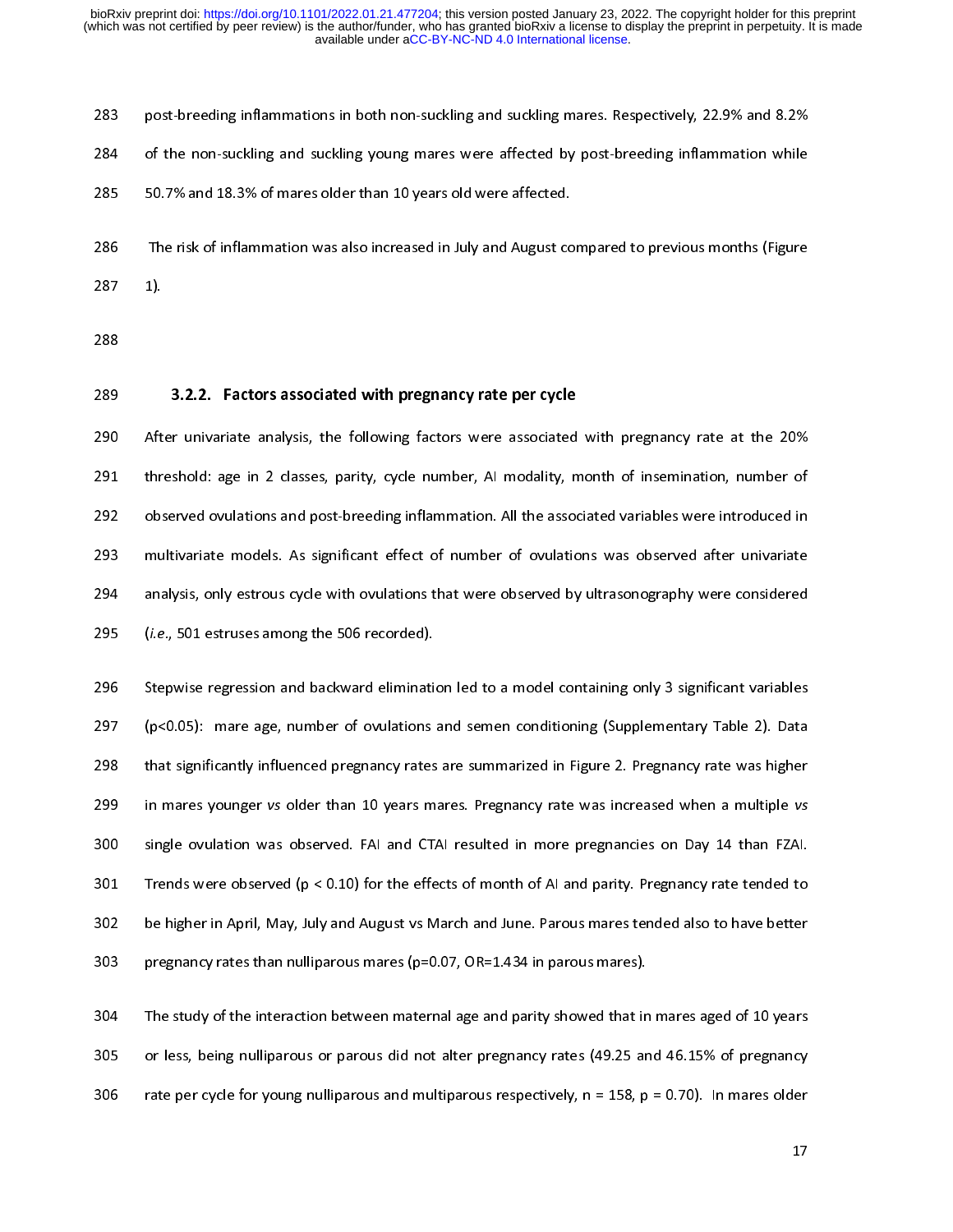post-breeding inflammations in both non-suckling and suckling mares. Respectively, 22.9% and 8.2% of the non-suckling and suckling young mares were affected by post-breeding inflammation while 50.7% and 18.3% of mares older than 10 years old were affected.

The risk of inflammation was also increased in July and August compared to previous months (Figure 1).

### 3.2.2. Factors associated with pregnancy rate per cycle

After univariate analysis, the following factors were associated with pregnancy rate at the 20% threshold: age in 2 classes, parity, cycle number, AI modality, month of insemination, number of observed ovulations and post-breeding inflammation. All the associated variables were introduced in multivariate models. As significant effect of number of ovulations was observed after univariate analysis, only estrous cycle with ovulations that were observed by ultrasonography were considered (*i.e.*, 501 estruses among the 506 recorded).

Stepwise regression and backward elimination led to a model containing only 3 significant variables ($p<0.05$): mare age, number of ovulations and semen conditioning (Supplementary Table 2). Data that significantly influenced pregnancy rates are summarized in Figure 2. Pregnancy rate was higher in mares younger *vs* older than 10 years mares. Pregnancy rate was increased when a multiple *vs* single ovulation was observed. FAI and CTAI resulted in more pregnancies on Day 14 than FZAI. Trends were observed ($p < 0.10$) for the effects of month of AI and parity. Pregnancy rate tended to be higher in April, May, July and August vs March and June. Parous mares tended also to have better pregnancy rates than nulliparous mares ($p=0.07$, OR=1.434 in parous mares).

The study of the interaction between maternal age and parity showed that in mares aged of 10 years or less, being nulliparous or parous did not alter pregnancy rates (49.25 and 46.15% of pregnancy rate per cycle for young nulliparous and multiparous respectively, n = 158, $p = 0.70$). In mares older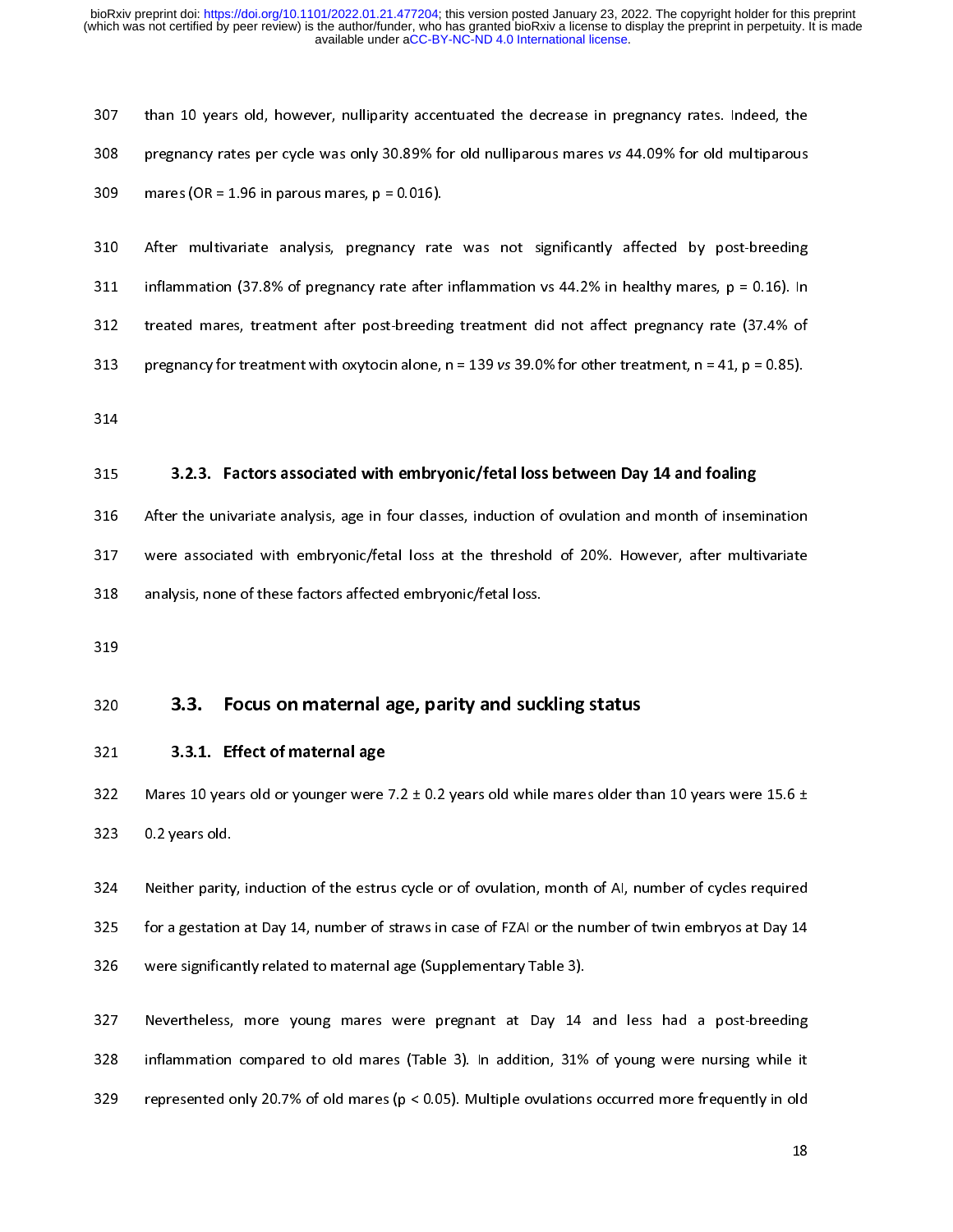than 10 years old, however, nulliparity accentuated the decrease in pregnancy rates. Indeed, the pregnancy rates per cycle was only 30.89% for old nulliparous mares *vs* 44.09% for old multiparous mares (OR = 1.96 in parous mares, $p = 0.016$).

After multivariate analysis, pregnancy rate was not significantly affected by post-breeding inflammation (37.8% of pregnancy rate after inflammation vs 44.2% in healthy mares, $p = 0.16$). In treated mares, treatment after post-breeding treatment did not affect pregnancy rate (37.4% of pregnancy for treatment with oxytocin alone, n = 139 *vs* 39.0% for other treatment, n = 41, $p = 0.85$).

#### 3.2.3. Factors associated with embryonic/fetal loss between Day 14 and foaling

After the univariate analysis, age in four classes, induction of ovulation and month of insemination were associated with embryonic/fetal loss at the threshold of 20%. However, after multivariate analysis, none of these factors affected embryonic/fetal loss.

## 3.3. Focus on maternal age, parity and suckling status

### 3.3.1. Effect of maternal age

Mares 10 years old or younger were 7.2 ± 0.2 years old while mares older than 10 years were 15.6 ± 0.2 years old.

Neither parity, induction of the estrus cycle or of ovulation, month of AI, number of cycles required for a gestation at Day 14, number of straws in case of FZAI or the number of twin embryos at Day 14 were significantly related to maternal age (Supplementary Table 3).

Nevertheless, more young mares were pregnant at Day 14 and less had a post-breeding inflammation compared to old mares (Table 3). In addition, 31% of young were nursing while it represented only 20.7% of old mares ($p < 0.05$). Multiple ovulations occurred more frequently in old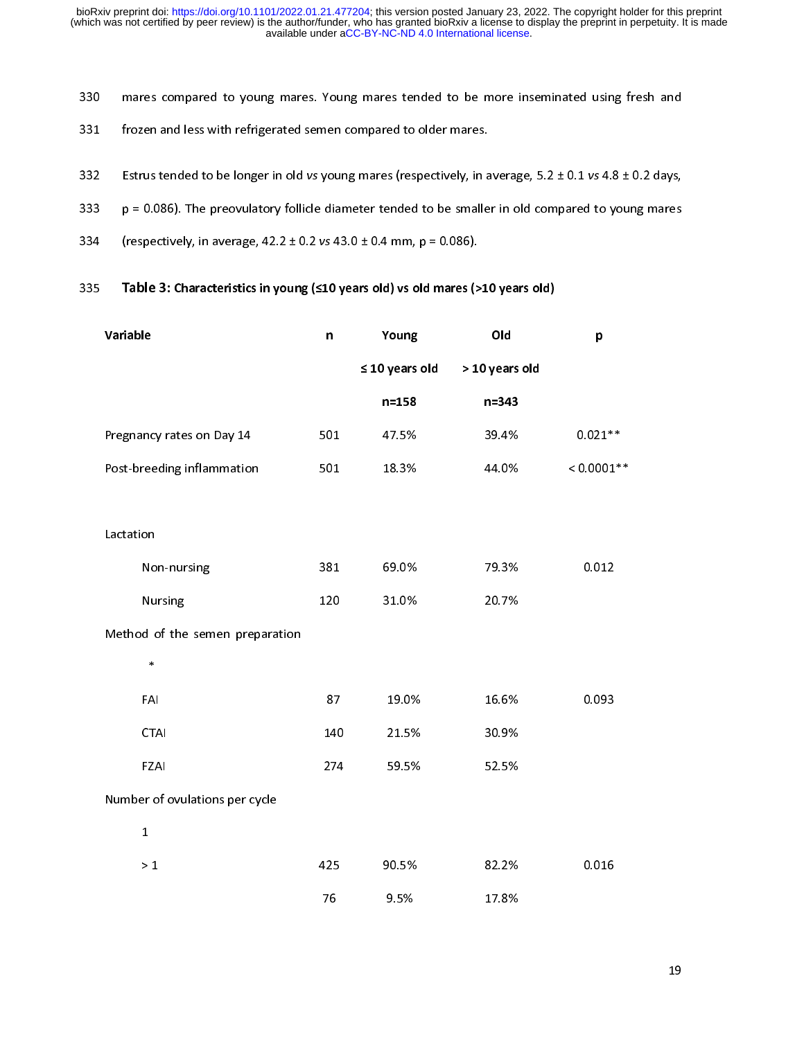mares compared to young mares. Young mares tended to be more inseminated using fresh and frozen and less with refrigerated semen compared to older mares.

Estrus tended to be longer in old *vs* young mares (respectively, in average, 5.2 ± 0.1 *vs* 4.8 ± 0.2 days, p = 0.086). The preovulatory follicle diameter tended to be smaller in old compared to young mares (respectively, in average, 42.2 ± 0.2 *vs* 43.0 ± 0.4 mm, p = 0.086).

**Table 3: Characteristics in young (≤10 years old) vs old mares (>10 years old)**

| Variable | n | Young ≤ 10 years old n=158 | Old > 10 years old n=343 | p |
|---|---|---|---|---|
| Pregnancy rates on Day 14 | 501 | 47.5% | 39.4% | 0.021** |
| Post-breeding inflammation | 501 | 18.3% | 44.0% | < 0.0001** |
| Lactation | | | | |
| Non-nursing | 381 | 69.0% | 79.3% | 0.012 |
| Nursing | 120 | 31.0% | 20.7% | |
| Method of the semen preparation * | | | | |
| FAI | 87 | 19.0% | 16.6% | 0.093 |
| CTAI | 140 | 21.5% | 30.9% | |
| FZAI | 274 | 59.5% | 52.5% | |
| Number of ovulations per cycle | | | | |
| 1 | | | | |
| > 1 | 425 | 90.5% | 82.2% | 0.016 |
| | 76 | 9.5% | 17.8% | |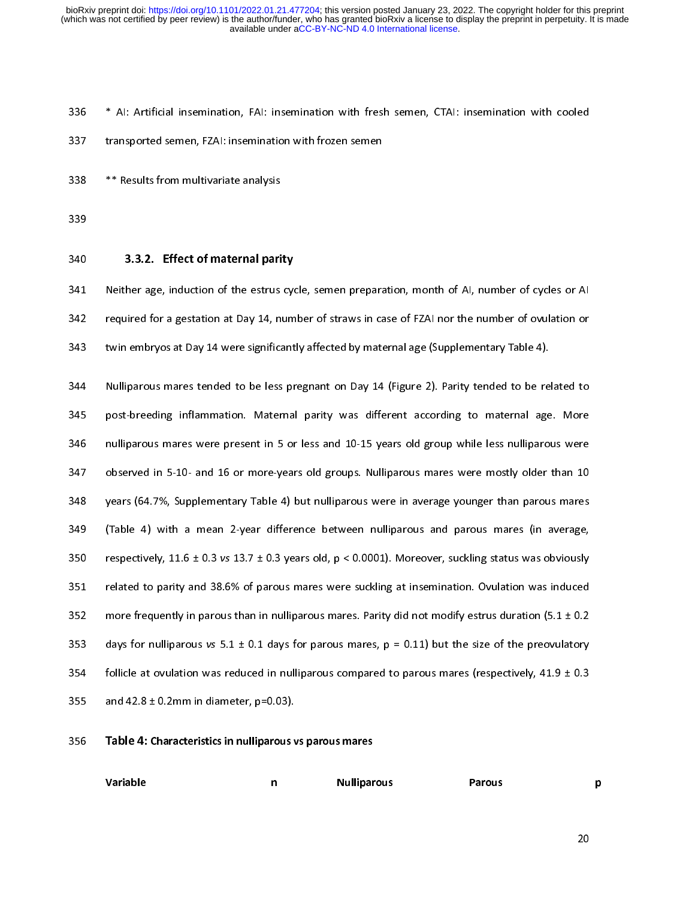\* AI: Artificial insemination, FAI: insemination with fresh semen, CTAI: insemination with cooled transported semen, FZAI: insemination with frozen semen

\*\* Results from multivariate analysis

### 3.3.2. Effect of maternal parity

Neither age, induction of the estrus cycle, semen preparation, month of AI, number of cycles or AI required for a gestation at Day 14, number of straws in case of FZAI nor the number of ovulation or twin embryos at Day 14 were significantly affected by maternal age (Supplementary Table 4).

Nulliparous mares tended to be less pregnant on Day 14 (Figure 2). Parity tended to be related to post-breeding inflammation. Maternal parity was different according to maternal age. More nulliparous mares were present in 5 or less and 10-15 years old group while less nulliparous were observed in 5-10- and 16 or more-years old groups. Nulliparous mares were mostly older than 10 years (64.7%, Supplementary Table 4) but nulliparous were in average younger than parous mares (Table 4) with a mean 2-year difference between nulliparous and parous mares (in average, respectively, 11.6 ± 0.3 *vs* 13.7 ± 0.3 years old, $p < 0.0001$). Moreover, suckling status was obviously related to parity and 38.6% of parous mares were suckling at insemination. Ovulation was induced more frequently in parous than in nulliparous mares. Parity did not modify estrus duration (5.1 ± 0.2 days for nulliparous *vs* 5.1 ± 0.1 days for parous mares, $p = 0.11$) but the size of the preovulatory follicle at ovulation was reduced in nulliparous compared to parous mares (respectively, 41.9 ± 0.3 and 42.8 ± 0.2mm in diameter, $p=0.03$).

**Table 4: Characteristics in nulliparous vs parous mares**

| Variable | n | Nulliparous | Parous | p |
|---|---|---|---|---|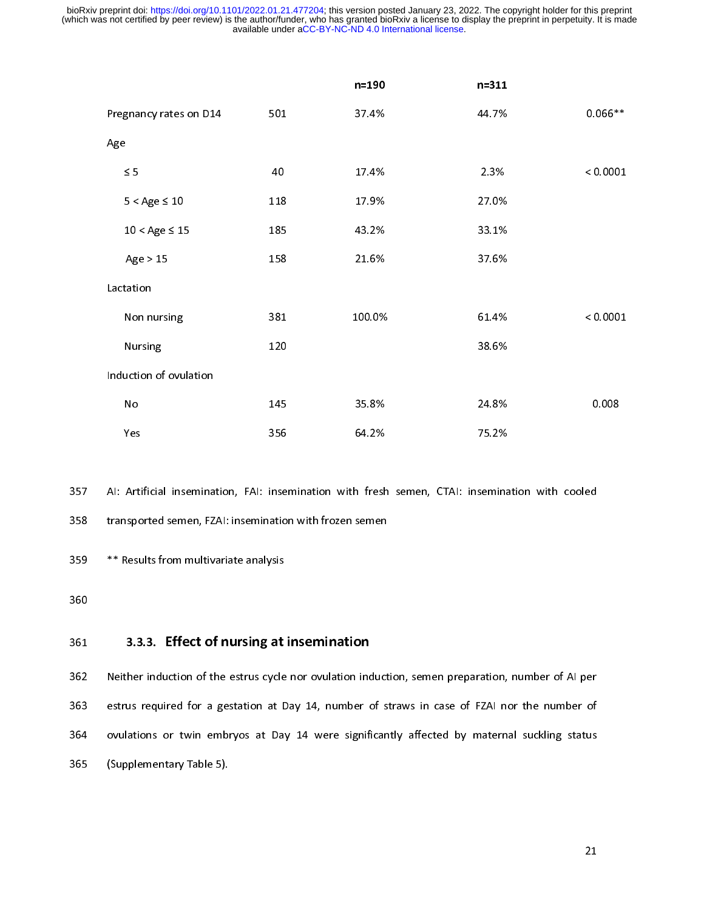| | | n=190 | n=311 | |
|---|---|---|---|---|
| Pregnancy rates on D14 | 501 | 37.4% | 44.7% | 0.066** |
| Age | | | | |
| ≤ 5 | 40 | 17.4% | 2.3% | < 0.0001 |
| 5 < Age ≤ 10 | 118 | 17.9% | 27.0% | |
| 10 < Age ≤ 15 | 185 | 43.2% | 33.1% | |
| Age > 15 | 158 | 21.6% | 37.6% | |
| Lactation | | | | |
| Non nursing | 381 | 100.0% | 61.4% | < 0.0001 |
| Nursing | 120 | | 38.6% | |
| Induction of ovulation | | | | |
| No | 145 | 35.8% | 24.8% | 0.008 |
| Yes | 356 | 64.2% | 75.2% | |

AI: Artificial insemination, FAI: insemination with fresh semen, CTAI: insemination with cooled transported semen, FZAI: insemination with frozen semen

** Results from multivariate analysis

### 3.3.3. Effect of nursing at insemination

Neither induction of the estrus cycle nor ovulation induction, semen preparation, number of AI per estrus required for a gestation at Day 14, number of straws in case of FZAI nor the number of ovulations or twin embryos at Day 14 were significantly affected by maternal suckling status (Supplementary Table 5).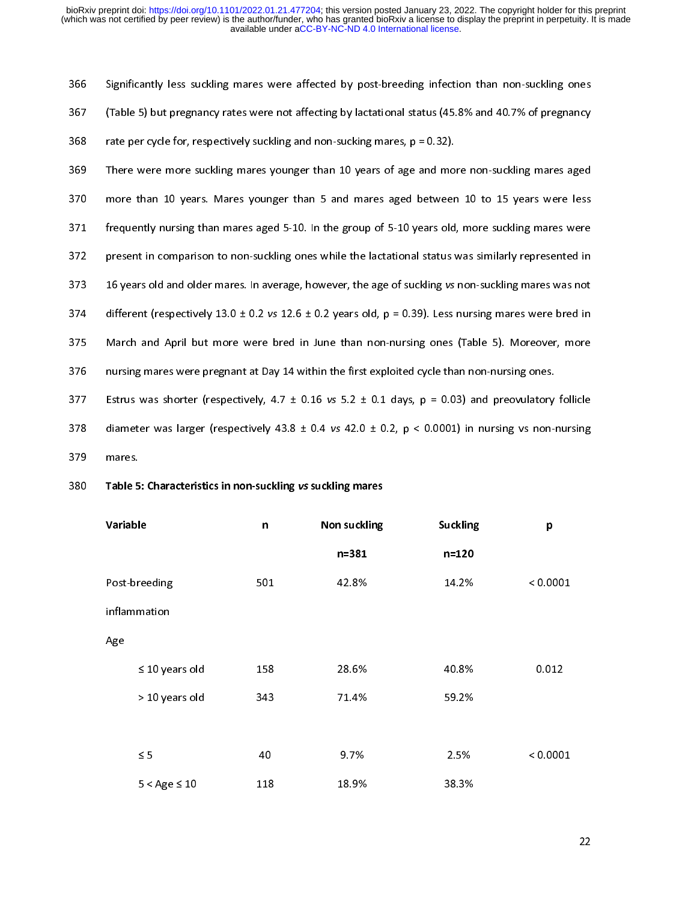Significantly less suckling mares were affected by post-breeding infection than non-suckling ones (Table 5) but pregnancy rates were not affecting by lactational status (45.8% and 40.7% of pregnancy rate per cycle for, respectively suckling and non-sucking mares, $p = 0.32$).

There were more suckling mares younger than 10 years of age and more non-suckling mares aged more than 10 years. Mares younger than 5 and mares aged between 10 to 15 years were less frequently nursing than mares aged 5-10. In the group of 5-10 years old, more suckling mares were present in comparison to non-suckling ones while the lactational status was similarly represented in 16 years old and older mares. In average, however, the age of suckling *vs* non-suckling mares was not different (respectively 13.0 ± 0.2 *vs* 12.6 ± 0.2 years old, $p = 0.39$). Less nursing mares were bred in March and April but more were bred in June than non-nursing ones (Table 5). Moreover, more nursing mares were pregnant at Day 14 within the first exploited cycle than non-nursing ones.

Estrus was shorter (respectively, 4.7 ± 0.16 *vs* 5.2 ± 0.1 days, $p = 0.03$) and preovulatory follicle diameter was larger (respectively 43.8 ± 0.4 *vs* 42.0 ± 0.2, $p < 0.0001$) in nursing vs non-nursing mares.

**Table 5: Characteristics in non-suckling *vs* suckling mares**

| Variable | n | Non suckling n=381 | Suckling n=120 | p |
|---|---|---|---|---|
| Post-breeding inflammation | 501 | 42.8% | 14.2% | < 0.0001 |
| Age | | | | |
| ≤ 10 years old | 158 | 28.6% | 40.8% | 0.012 |
| > 10 years old | 343 | 71.4% | 59.2% | |
| | | | | |
| ≤ 5 | 40 | 9.7% | 2.5% | < 0.0001 |
| 5 < Age ≤ 10 | 118 | 18.9% | 38.3% | |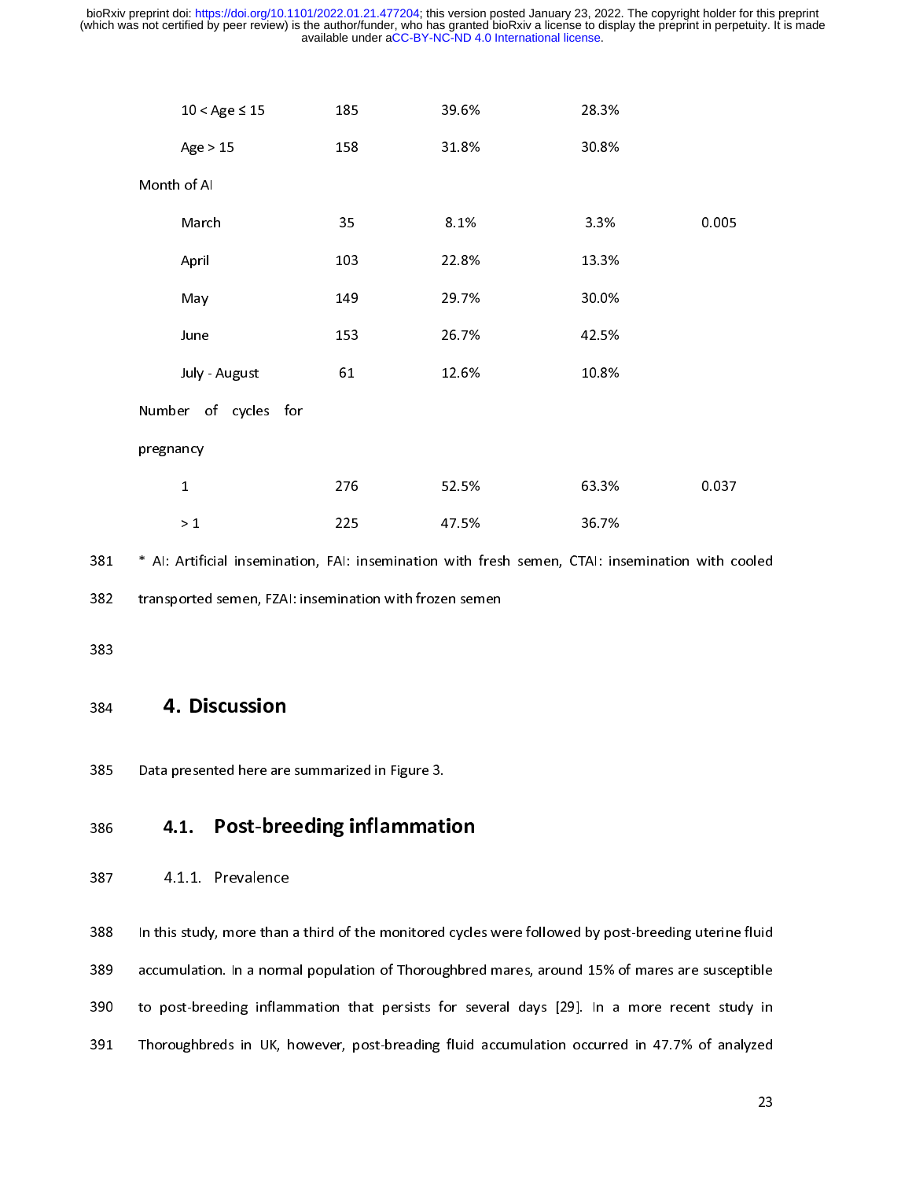| | | | | |
|---|---|---|---|---|
| 10 < Age ≤ 15 | 185 | 39.6% | 28.3% | |
| Age > 15 | 158 | 31.8% | 30.8% | |
| Month of AI | | | | |
| March | 35 | 8.1% | 3.3% | 0.005 |
| April | 103 | 22.8% | 13.3% | |
| May | 149 | 29.7% | 30.0% | |
| June | 153 | 26.7% | 42.5% | |
| July - August | 61 | 12.6% | 10.8% | |
| Number of cycles for pregnancy | | | | |
| 1 | 276 | 52.5% | 63.3% | 0.037 |
| > 1 | 225 | 47.5% | 36.7% | |

* AI: Artificial insemination, FAI: insemination with fresh semen, CTAI: insemination with cooled transported semen, FZAI: insemination with frozen semen

# 4. Discussion

Data presented here are summarized in Figure 3.

## 4.1. Post-breeding inflammation

### 4.1.1. Prevalence

In this study, more than a third of the monitored cycles were followed by post-breeding uterine fluid accumulation. In a normal population of Thoroughbred mares, around 15% of mares are susceptible to post-breeding inflammation that persists for several days [29]. In a more recent study in Thoroughbreds in UK, however, post-breading fluid accumulation occurred in 47.7% of analyzed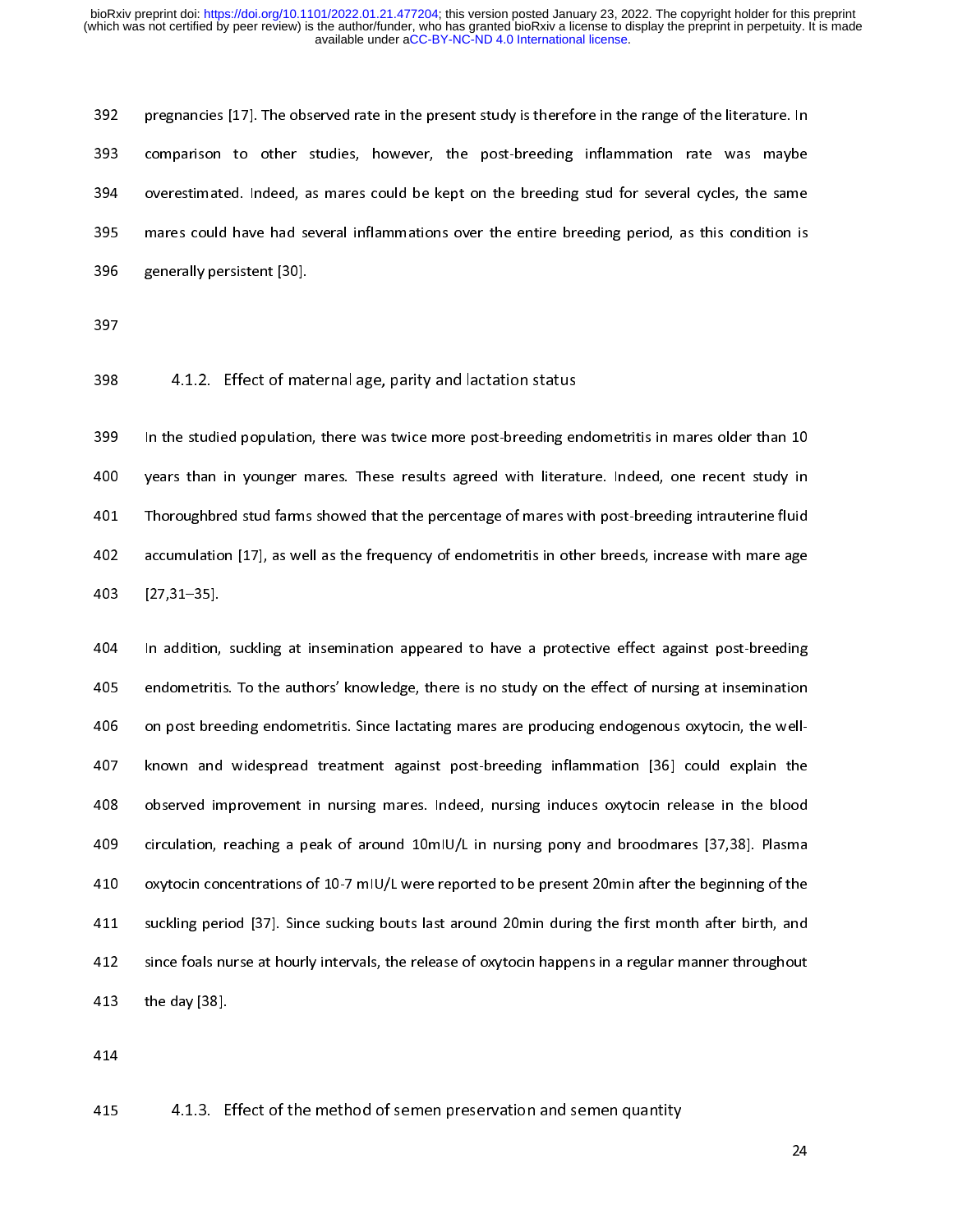pregnancies [17]. The observed rate in the present study is therefore in the range of the literature. In comparison to other studies, however, the post-breeding inflammation rate was maybe overestimated. Indeed, as mares could be kept on the breeding stud for several cycles, the same mares could have had several inflammations over the entire breeding period, as this condition is generally persistent [30].

#### 4.1.2. Effect of maternal age, parity and lactation status

In the studied population, there was twice more post-breeding endometritis in mares older than 10 years than in younger mares. These results agreed with literature. Indeed, one recent study in Thoroughbred stud farms showed that the percentage of mares with post-breeding intrauterine fluid accumulation [17], as well as the frequency of endometritis in other breeds, increase with mare age [27,31–35].

In addition, suckling at insemination appeared to have a protective effect against post-breeding endometritis. To the authors' knowledge, there is no study on the effect of nursing at insemination on post breeding endometritis. Since lactating mares are producing endogenous oxytocin, the well-known and widespread treatment against post-breeding inflammation [36] could explain the observed improvement in nursing mares. Indeed, nursing induces oxytocin release in the blood circulation, reaching a peak of around 10mIU/L in nursing pony and broodmares [37,38]. Plasma oxytocin concentrations of 10-7 mIU/L were reported to be present 20min after the beginning of the suckling period [37]. Since sucking bouts last around 20min during the first month after birth, and since foals nurse at hourly intervals, the release of oxytocin happens in a regular manner throughout the day [38].

#### 4.1.3. Effect of the method of semen preservation and semen quantity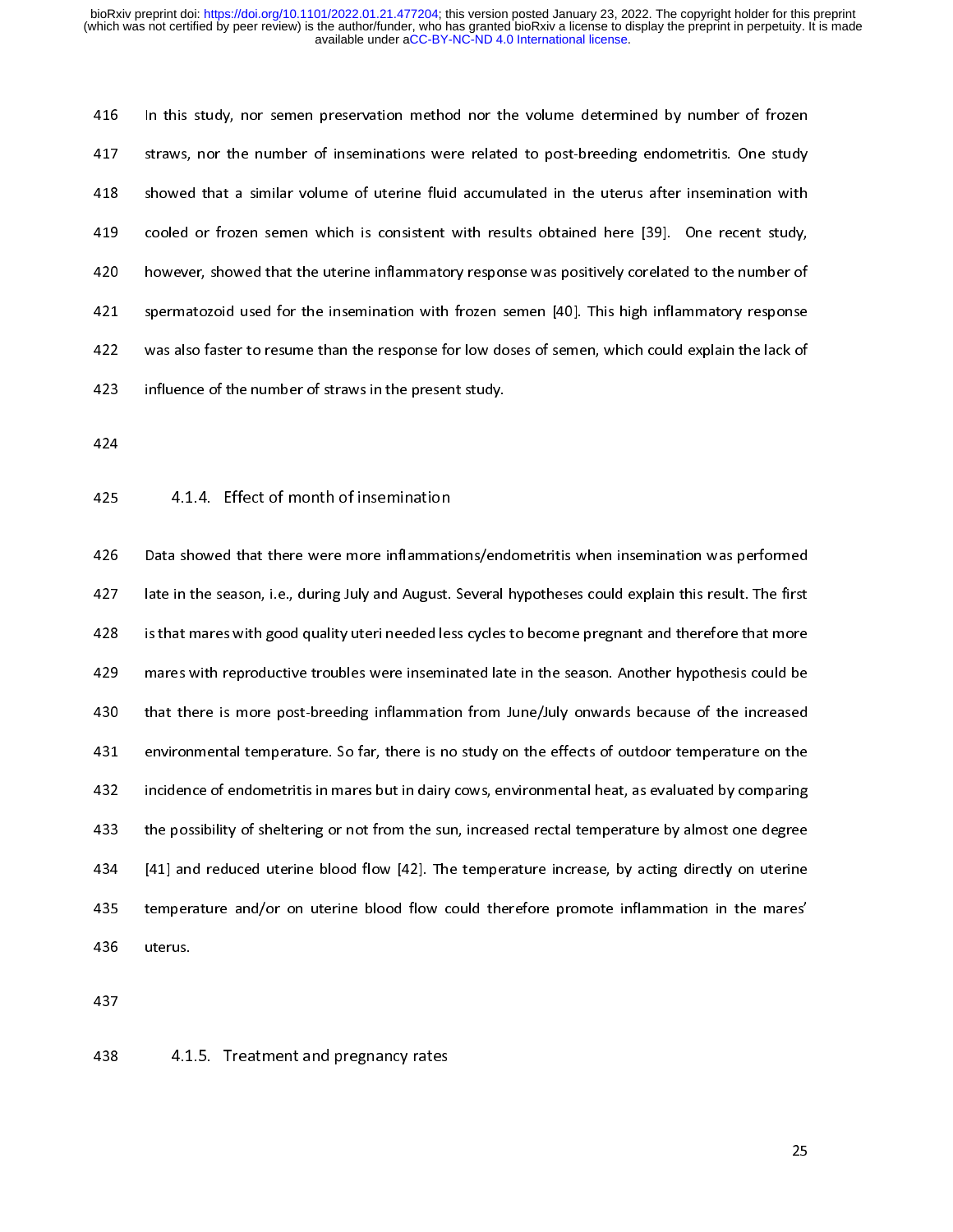In this study, nor semen preservation method nor the volume determined by number of frozen straws, nor the number of inseminations were related to post-breeding endometritis. One study showed that a similar volume of uterine fluid accumulated in the uterus after insemination with cooled or frozen semen which is consistent with results obtained here [39]. One recent study, however, showed that the uterine inflammatory response was positively corelated to the number of spermatozoid used for the insemination with frozen semen [40]. This high inflammatory response was also faster to resume than the response for low doses of semen, which could explain the lack of influence of the number of straws in the present study.

#### 4.1.4. Effect of month of insemination

Data showed that there were more inflammations/endometritis when insemination was performed late in the season, i.e., during July and August. Several hypotheses could explain this result. The first is that mares with good quality uteri needed less cycles to become pregnant and therefore that more mares with reproductive troubles were inseminated late in the season. Another hypothesis could be that there is more post-breeding inflammation from June/July onwards because of the increased environmental temperature. So far, there is no study on the effects of outdoor temperature on the incidence of endometritis in mares but in dairy cows, environmental heat, as evaluated by comparing the possibility of sheltering or not from the sun, increased rectal temperature by almost one degree [41] and reduced uterine blood flow [42]. The temperature increase, by acting directly on uterine temperature and/or on uterine blood flow could therefore promote inflammation in the mares' uterus.

#### 4.1.5. Treatment and pregnancy rates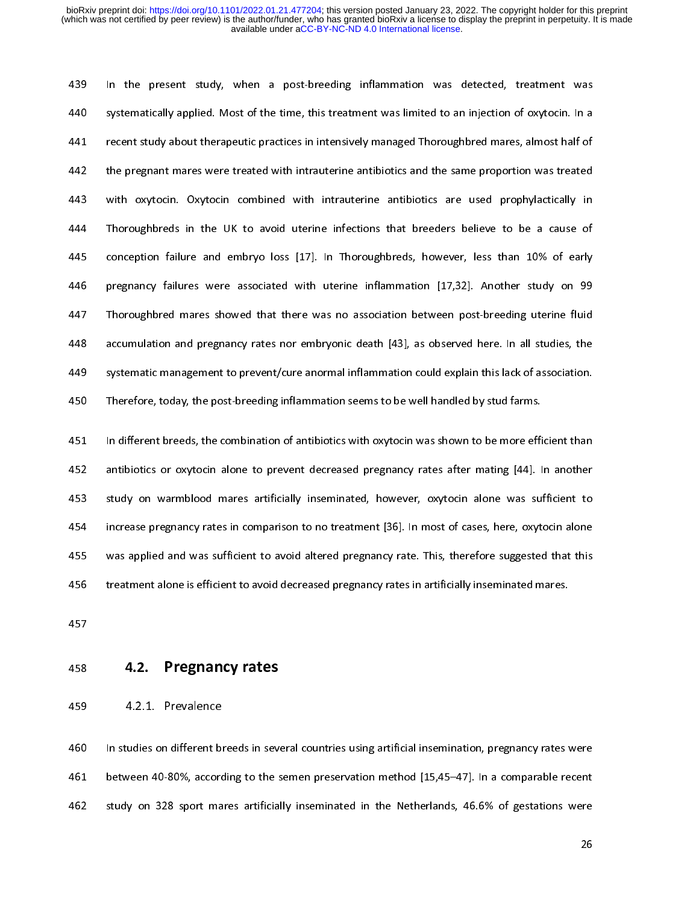In the present study, when a post-breeding inflammation was detected, treatment was systematically applied. Most of the time, this treatment was limited to an injection of oxytocin. In a recent study about therapeutic practices in intensively managed Thoroughbred mares, almost half of the pregnant mares were treated with intrauterine antibiotics and the same proportion was treated with oxytocin. Oxytocin combined with intrauterine antibiotics are used prophylactically in Thoroughbreds in the UK to avoid uterine infections that breeders believe to be a cause of conception failure and embryo loss [17]. In Thoroughbreds, however, less than 10% of early pregnancy failures were associated with uterine inflammation [17,32]. Another study on 99 Thoroughbred mares showed that there was no association between post-breeding uterine fluid accumulation and pregnancy rates nor embryonic death [43], as observed here. In all studies, the systematic management to prevent/cure anormal inflammation could explain this lack of association. Therefore, today, the post-breeding inflammation seems to be well handled by stud farms.

In different breeds, the combination of antibiotics with oxytocin was shown to be more efficient than antibiotics or oxytocin alone to prevent decreased pregnancy rates after mating [44]. In another study on warmblood mares artificially inseminated, however, oxytocin alone was sufficient to increase pregnancy rates in comparison to no treatment [36]. In most of cases, here, oxytocin alone was applied and was sufficient to avoid altered pregnancy rate. This, therefore suggested that this treatment alone is efficient to avoid decreased pregnancy rates in artificially inseminated mares.

## 4.2. Pregnancy rates

### 4.2.1. Prevalence

In studies on different breeds in several countries using artificial insemination, pregnancy rates were between 40-80%, according to the semen preservation method [15,45–47]. In a comparable recent study on 328 sport mares artificially inseminated in the Netherlands, 46.6% of gestations were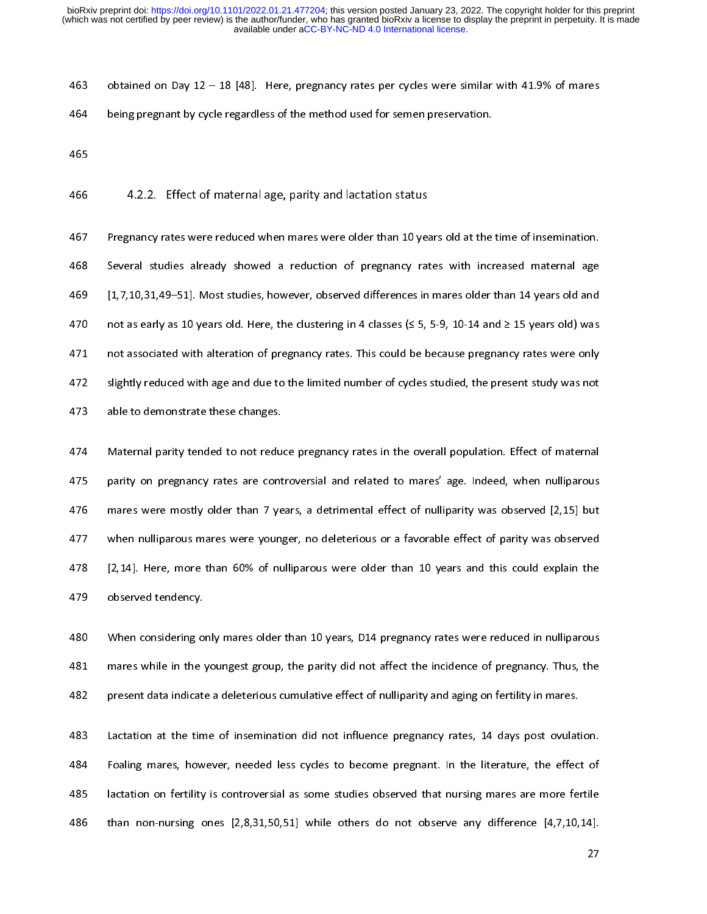obtained on Day 12 – 18 [48]. Here, pregnancy rates per cycles were similar with 41.9% of mares being pregnant by cycle regardless of the method used for semen preservation.

### 4.2.2. Effect of maternal age, parity and lactation status

Pregnancy rates were reduced when mares were older than 10 years old at the time of insemination. Several studies already showed a reduction of pregnancy rates with increased maternal age [1,7,10,31,49–51]. Most studies, however, observed differences in mares older than 14 years old and not as early as 10 years old. Here, the clustering in 4 classes (≤ 5, 5-9, 10-14 and ≥ 15 years old) was not associated with alteration of pregnancy rates. This could be because pregnancy rates were only slightly reduced with age and due to the limited number of cycles studied, the present study was not able to demonstrate these changes.

Maternal parity tended to not reduce pregnancy rates in the overall population. Effect of maternal parity on pregnancy rates are controversial and related to mares' age. Indeed, when nulliparous mares were mostly older than 7 years, a detrimental effect of nulliparity was observed [2,15] but when nulliparous mares were younger, no deleterious or a favorable effect of parity was observed [2,14]. Here, more than 60% of nulliparous were older than 10 years and this could explain the observed tendency.

When considering only mares older than 10 years, D14 pregnancy rates were reduced in nulliparous mares while in the youngest group, the parity did not affect the incidence of pregnancy. Thus, the present data indicate a deleterious cumulative effect of nulliparity and aging on fertility in mares.

Lactation at the time of insemination did not influence pregnancy rates, 14 days post ovulation. Foaling mares, however, needed less cycles to become pregnant. In the literature, the effect of lactation on fertility is controversial as some studies observed that nursing mares are more fertile than non-nursing ones [2,8,31,50,51] while others do not observe any difference [4,7,10,14].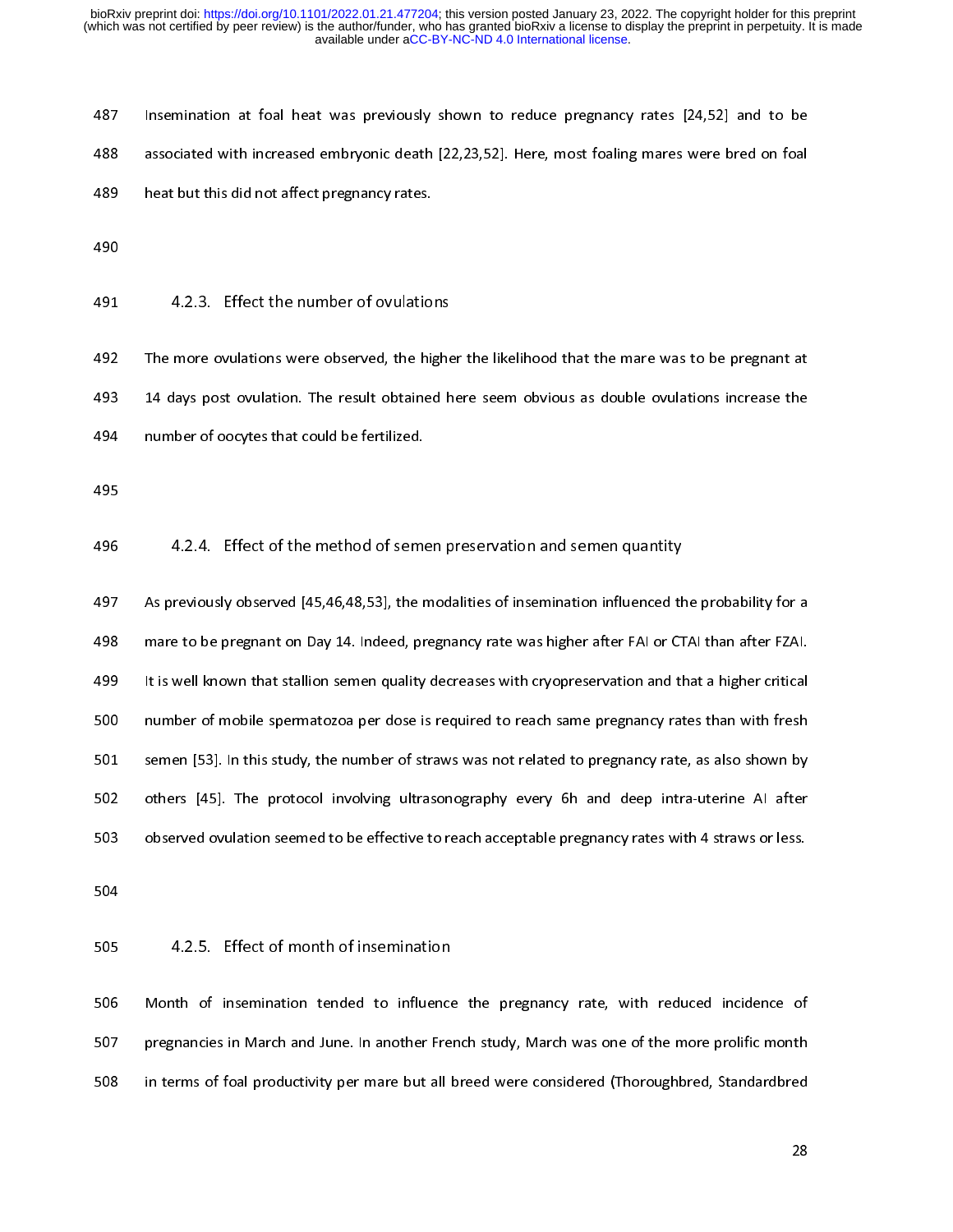Insemination at foal heat was previously shown to reduce pregnancy rates [24,52] and to be associated with increased embryonic death [22,23,52]. Here, most foaling mares were bred on foal heat but this did not affect pregnancy rates.

#### 4.2.3. Effect the number of ovulations

The more ovulations were observed, the higher the likelihood that the mare was to be pregnant at 14 days post ovulation. The result obtained here seem obvious as double ovulations increase the number of oocytes that could be fertilized.

#### 4.2.4. Effect of the method of semen preservation and semen quantity

As previously observed [45,46,48,53], the modalities of insemination influenced the probability for a mare to be pregnant on Day 14. Indeed, pregnancy rate was higher after FAI or CTAI than after FZAI. It is well known that stallion semen quality decreases with cryopreservation and that a higher critical number of mobile spermatozoa per dose is required to reach same pregnancy rates than with fresh semen [53]. In this study, the number of straws was not related to pregnancy rate, as also shown by others [45]. The protocol involving ultrasonography every 6h and deep intra-uterine AI after observed ovulation seemed to be effective to reach acceptable pregnancy rates with 4 straws or less.

#### 4.2.5. Effect of month of insemination

Month of insemination tended to influence the pregnancy rate, with reduced incidence of pregnancies in March and June. In another French study, March was one of the more prolific month in terms of foal productivity per mare but all breed were considered (Thoroughbred, Standardbred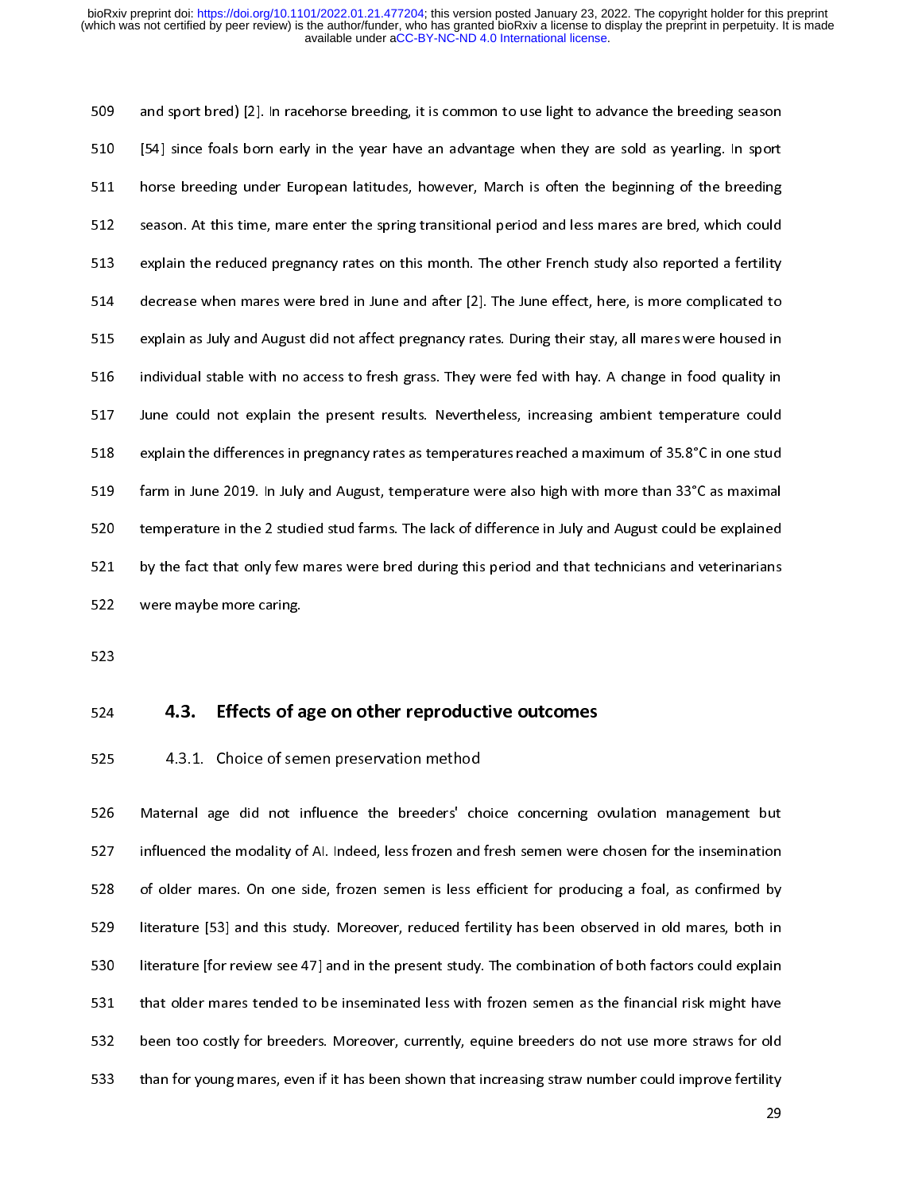and sport bred) [2]. In racehorse breeding, it is common to use light to advance the breeding season [54] since foals born early in the year have an advantage when they are sold as yearling. In sport horse breeding under European latitudes, however, March is often the beginning of the breeding season. At this time, mare enter the spring transitional period and less mares are bred, which could explain the reduced pregnancy rates on this month. The other French study also reported a fertility decrease when mares were bred in June and after [2]. The June effect, here, is more complicated to explain as July and August did not affect pregnancy rates. During their stay, all mares were housed in individual stable with no access to fresh grass. They were fed with hay. A change in food quality in June could not explain the present results. Nevertheless, increasing ambient temperature could explain the differences in pregnancy rates as temperatures reached a maximum of 35.8°C in one stud farm in June 2019. In July and August, temperature were also high with more than 33°C as maximal temperature in the 2 studied stud farms. The lack of difference in July and August could be explained by the fact that only few mares were bred during this period and that technicians and veterinarians were maybe more caring.

## 4.3. Effects of age on other reproductive outcomes

### 4.3.1. Choice of semen preservation method

Maternal age did not influence the breeders' choice concerning ovulation management but influenced the modality of AI. Indeed, less frozen and fresh semen were chosen for the insemination of older mares. On one side, frozen semen is less efficient for producing a foal, as confirmed by literature [53] and this study. Moreover, reduced fertility has been observed in old mares, both in literature [for review see 47] and in the present study. The combination of both factors could explain that older mares tended to be inseminated less with frozen semen as the financial risk might have been too costly for breeders. Moreover, currently, equine breeders do not use more straws for old than for young mares, even if it has been shown that increasing straw number could improve fertility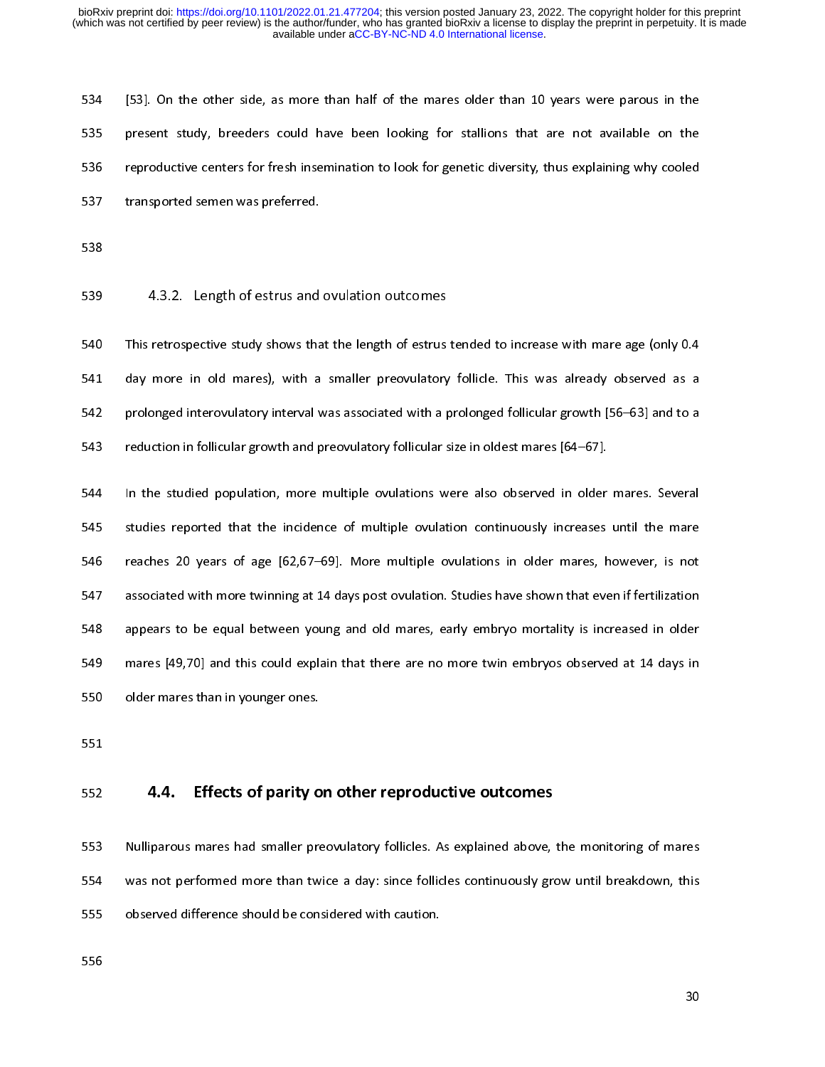[53]. On the other side, as more than half of the mares older than 10 years were parous in the present study, breeders could have been looking for stallions that are not available on the reproductive centers for fresh insemination to look for genetic diversity, thus explaining why cooled transported semen was preferred.

#### 4.3.2. Length of estrus and ovulation outcomes

This retrospective study shows that the length of estrus tended to increase with mare age (only 0.4 day more in old mares), with a smaller preovulatory follicle. This was already observed as a prolonged interovulatory interval was associated with a prolonged follicular growth [56–63] and to a reduction in follicular growth and preovulatory follicular size in oldest mares [64–67].

In the studied population, more multiple ovulations were also observed in older mares. Several studies reported that the incidence of multiple ovulation continuously increases until the mare reaches 20 years of age [62,67–69]. More multiple ovulations in older mares, however, is not associated with more twinning at 14 days post ovulation. Studies have shown that even if fertilization appears to be equal between young and old mares, early embryo mortality is increased in older mares [49,70] and this could explain that there are no more twin embryos observed at 14 days in older mares than in younger ones.

### 4.4. Effects of parity on other reproductive outcomes

Nulliparous mares had smaller preovulatory follicles. As explained above, the monitoring of mares was not performed more than twice a day: since follicles continuously grow until breakdown, this observed difference should be considered with caution.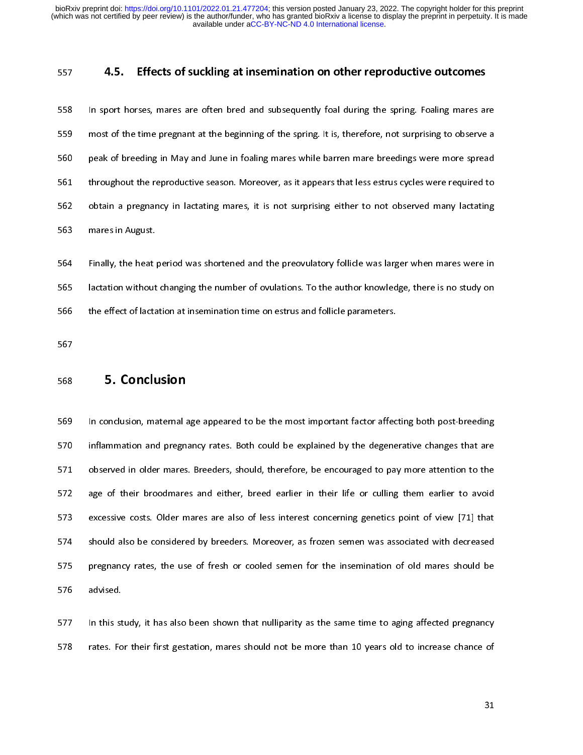### 4.5. Effects of suckling at insemination on other reproductive outcomes

In sport horses, mares are often bred and subsequently foal during the spring. Foaling mares are most of the time pregnant at the beginning of the spring. It is, therefore, not surprising to observe a peak of breeding in May and June in foaling mares while barren mare breedings were more spread throughout the reproductive season. Moreover, as it appears that less estrus cycles were required to obtain a pregnancy in lactating mares, it is not surprising either to not observed many lactating mares in August.

Finally, the heat period was shortened and the preovulatory follicle was larger when mares were in lactation without changing the number of ovulations. To the author knowledge, there is no study on the effect of lactation at insemination time on estrus and follicle parameters.

## 5. Conclusion

In conclusion, maternal age appeared to be the most important factor affecting both post-breeding inflammation and pregnancy rates. Both could be explained by the degenerative changes that are observed in older mares. Breeders, should, therefore, be encouraged to pay more attention to the age of their broodmares and either, breed earlier in their life or culling them earlier to avoid excessive costs. Older mares are also of less interest concerning genetics point of view [71] that should also be considered by breeders. Moreover, as frozen semen was associated with decreased pregnancy rates, the use of fresh or cooled semen for the insemination of old mares should be advised.

In this study, it has also been shown that nulliparity as the same time to aging affected pregnancy rates. For their first gestation, mares should not be more than 10 years old to increase chance of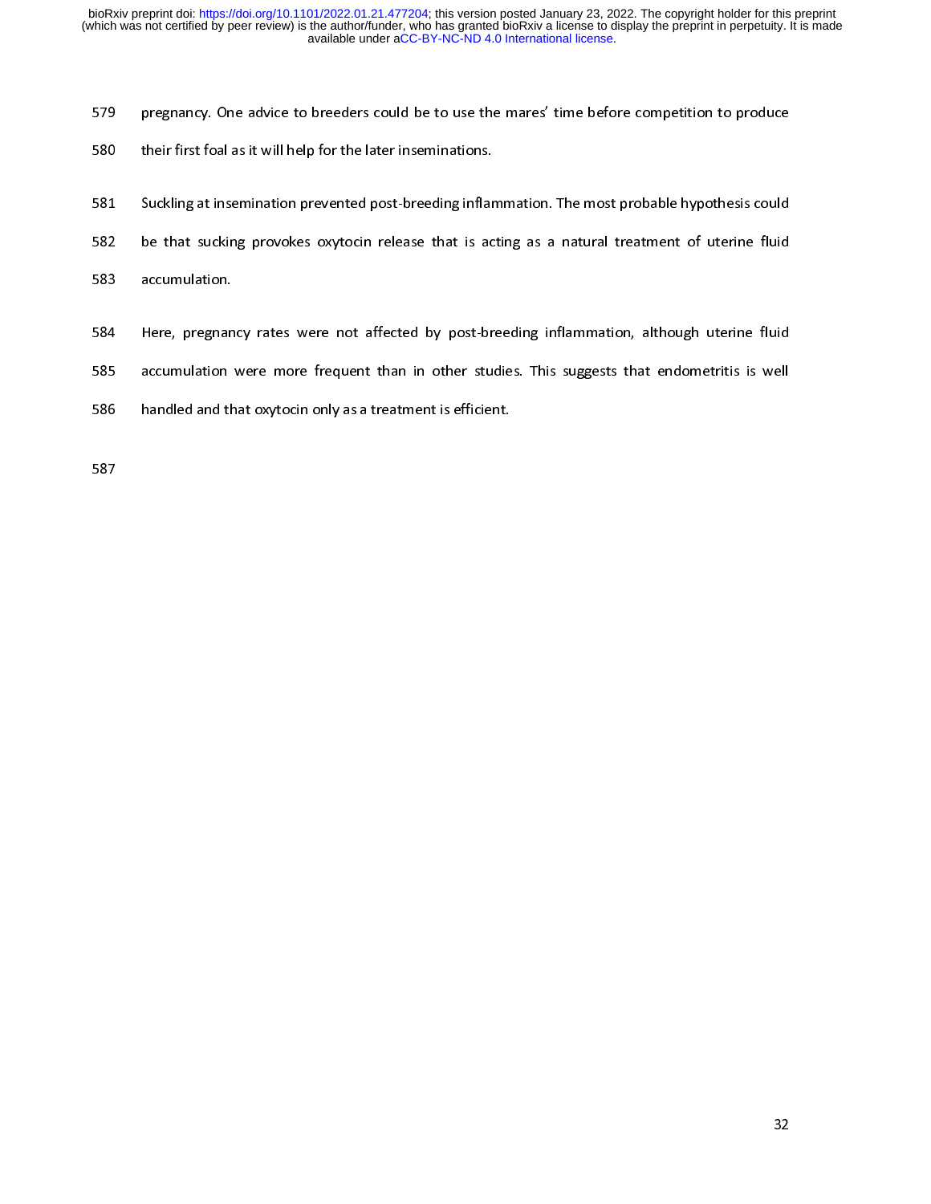pregnancy. One advice to breeders could be to use the mares' time before competition to produce their first foal as it will help for the later inseminations.

Suckling at insemination prevented post-breeding inflammation. The most probable hypothesis could be that sucking provokes oxytocin release that is acting as a natural treatment of uterine fluid accumulation.

Here, pregnancy rates were not affected by post-breeding inflammation, although uterine fluid accumulation were more frequent than in other studies. This suggests that endometritis is well handled and that oxytocin only as a treatment is efficient.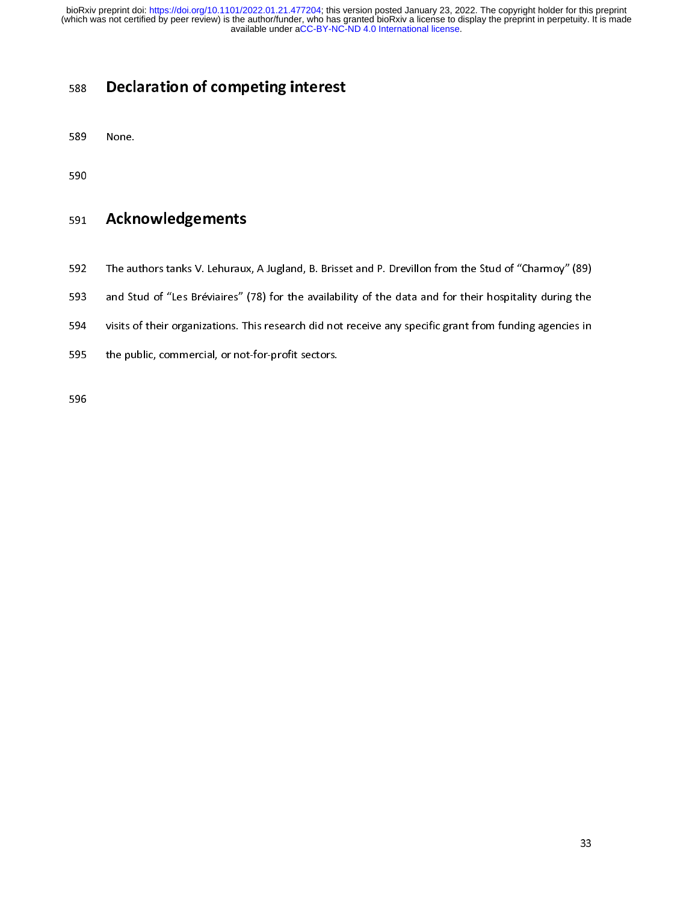## Declaration of competing interest

None.

## Acknowledgements

The authors tanks V. Lehuraux, A Jugland, B. Brisset and P. Drevillon from the Stud of "Charmoy" (89) and Stud of "Les Bréviaires" (78) for the availability of the data and for their hospitality during the visits of their organizations. This research did not receive any specific grant from funding agencies in the public, commercial, or not-for-profit sectors.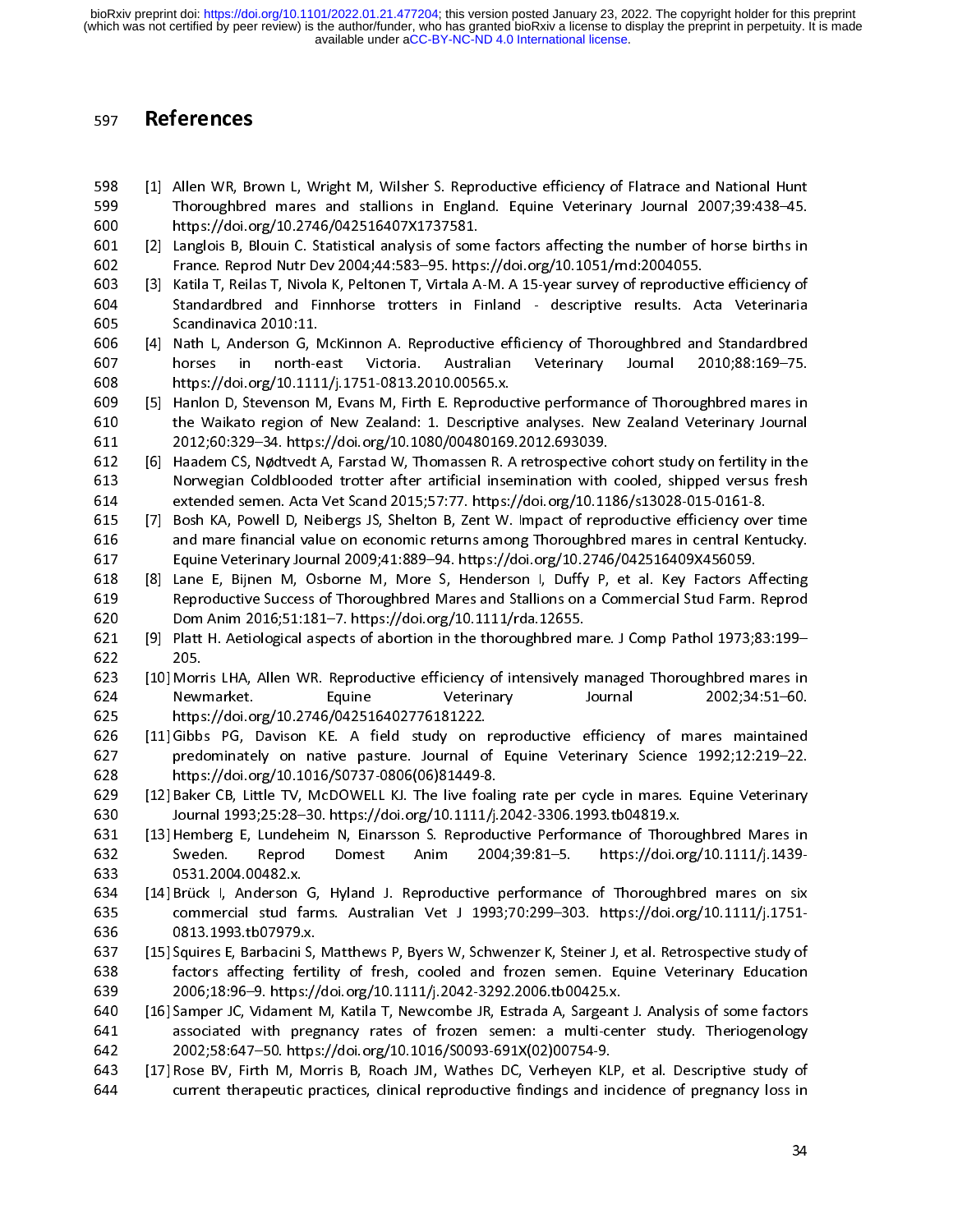# References

[1] Allen WR, Brown L, Wright M, Wilsher S. Reproductive efficiency of Flatrace and National Hunt Thoroughbred mares and stallions in England. Equine Veterinary Journal 2007;39:438–45. https://doi.org/10.2746/042516407X1737581.

[2] Langlois B, Blouin C. Statistical analysis of some factors affecting the number of horse births in France. Reprod Nutr Dev 2004;44:583–95. https://doi.org/10.1051/rnd:2004055.

[3] Katila T, Reilas T, Nivola K, Peltonen T, Virtala A-M. A 15-year survey of reproductive efficiency of Standardbred and Finnhorse trotters in Finland - descriptive results. Acta Veterinaria Scandinavica 2010:11.

[4] Nath L, Anderson G, McKinnon A. Reproductive efficiency of Thoroughbred and Standardbred horses in north-east Victoria. Australian Veterinary Journal 2010;88:169–75. https://doi.org/10.1111/j.1751-0813.2010.00565.x.

[5] Hanlon D, Stevenson M, Evans M, Firth E. Reproductive performance of Thoroughbred mares in the Waikato region of New Zealand: 1. Descriptive analyses. New Zealand Veterinary Journal 2012;60:329–34. https://doi.org/10.1080/00480169.2012.693039.

[6] Haadem CS, Nødtvedt A, Farstad W, Thomassen R. A retrospective cohort study on fertility in the Norwegian Coldblooded trotter after artificial insemination with cooled, shipped versus fresh extended semen. Acta Vet Scand 2015;57:77. https://doi.org/10.1186/s13028-015-0161-8.

[7] Bosh KA, Powell D, Neibergs JS, Shelton B, Zent W. Impact of reproductive efficiency over time and mare financial value on economic returns among Thoroughbred mares in central Kentucky. Equine Veterinary Journal 2009;41:889–94. https://doi.org/10.2746/042516409X456059.

[8] Lane E, Bijnen M, Osborne M, More S, Henderson I, Duffy P, et al. Key Factors Affecting Reproductive Success of Thoroughbred Mares and Stallions on a Commercial Stud Farm. Reprod Dom Anim 2016;51:181–7. https://doi.org/10.1111/rda.12655.

[9] Platt H. Aetiological aspects of abortion in the thoroughbred mare. J Comp Pathol 1973;83:199–205.

[10] Morris LHA, Allen WR. Reproductive efficiency of intensively managed Thoroughbred mares in Newmarket. Equine Veterinary Journal 2002;34:51–60. https://doi.org/10.2746/042516402776181222.

[11] Gibbs PG, Davison KE. A field study on reproductive efficiency of mares maintained predominately on native pasture. Journal of Equine Veterinary Science 1992;12:219–22. https://doi.org/10.1016/S0737-0806(06)81449-8.

[12] Baker CB, Little TV, McDOWELL KJ. The live foaling rate per cycle in mares. Equine Veterinary Journal 1993;25:28–30. https://doi.org/10.1111/j.2042-3306.1993.tb04819.x.

[13] Hemberg E, Lundeheim N, Einarsson S. Reproductive Performance of Thoroughbred Mares in Sweden. Reprod Domest Anim 2004;39:81–5. https://doi.org/10.1111/j.1439-0531.2004.00482.x.

[14] Brück I, Anderson G, Hyland J. Reproductive performance of Thoroughbred mares on six commercial stud farms. Australian Vet J 1993;70:299–303. https://doi.org/10.1111/j.1751-0813.1993.tb07979.x.

[15] Squires E, Barbacini S, Matthews P, Byers W, Schwenzer K, Steiner J, et al. Retrospective study of factors affecting fertility of fresh, cooled and frozen semen. Equine Veterinary Education 2006;18:96–9. https://doi.org/10.1111/j.2042-3292.2006.tb00425.x.

[16] Samper JC, Vidament M, Katila T, Newcombe JR, Estrada A, Sargeant J. Analysis of some factors associated with pregnancy rates of frozen semen: a multi-center study. Theriogenology 2002;58:647–50. https://doi.org/10.1016/S0093-691X(02)00754-9.

[17] Rose BV, Firth M, Morris B, Roach JM, Wathes DC, Verheyen KLP, et al. Descriptive study of current therapeutic practices, clinical reproductive findings and incidence of pregnancy loss in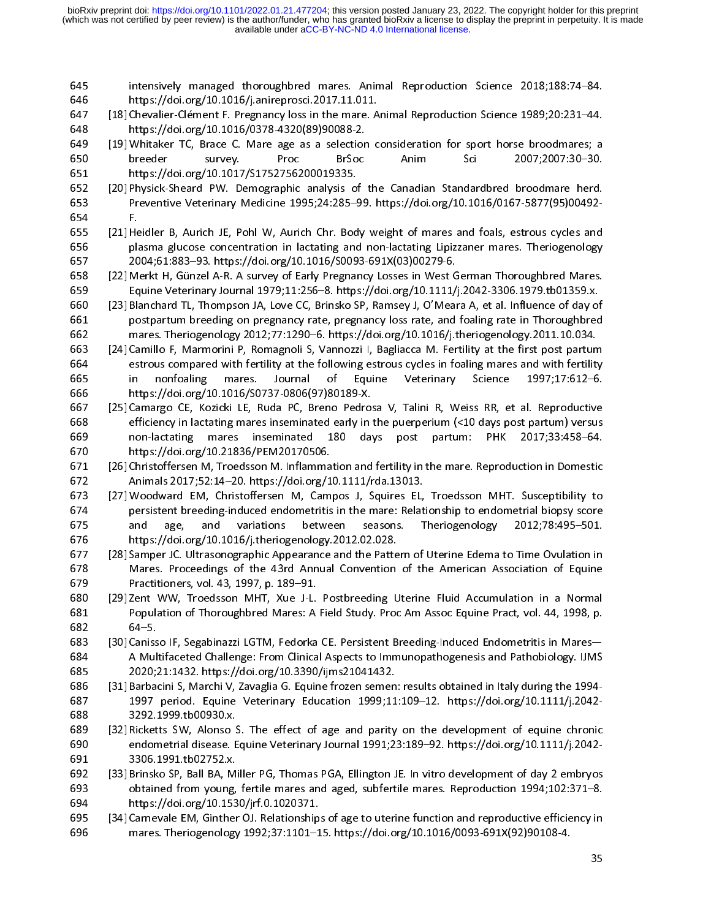intensively managed thoroughbred mares. Animal Reproduction Science 2018;188:74–84. https://doi.org/10.1016/j.anireprosci.2017.11.011.

[18] Chevalier-Clément F. Pregnancy loss in the mare. Animal Reproduction Science 1989;20:231–44. https://doi.org/10.1016/0378-4320(89)90088-2.

[19] Whitaker TC, Brace C. Mare age as a selection consideration for sport horse broodmares; a breeder survey. Proc BrSoc Anim Sci 2007;2007:30–30. https://doi.org/10.1017/S1752756200019335.

[20] Physick-Sheard PW. Demographic analysis of the Canadian Standardbred broodmare herd. Preventive Veterinary Medicine 1995;24:285–99. https://doi.org/10.1016/0167-5877(95)00492-F.

[21] Heidler B, Aurich JE, Pohl W, Aurich Chr. Body weight of mares and foals, estrous cycles and plasma glucose concentration in lactating and non-lactating Lipizzaner mares. Theriogenology 2004;61:883–93. https://doi.org/10.1016/S0093-691X(03)00279-6.

[22] Merkt H, Günzel A-R. A survey of Early Pregnancy Losses in West German Thoroughbred Mares. Equine Veterinary Journal 1979;11:256–8. https://doi.org/10.1111/j.2042-3306.1979.tb01359.x.

[23] Blanchard TL, Thompson JA, Love CC, Brinsko SP, Ramsey J, O'Meara A, et al. Influence of day of postpartum breeding on pregnancy rate, pregnancy loss rate, and foaling rate in Thoroughbred mares. Theriogenology 2012;77:1290–6. https://doi.org/10.1016/j.theriogenology.2011.10.034.

[24] Camillo F, Marmorini P, Romagnoli S, Vannozzi I, Bagliacca M. Fertility at the first post partum estrous compared with fertility at the following estrous cycles in foaling mares and with fertility in nonfoaling mares. Journal of Equine Veterinary Science 1997;17:612–6. https://doi.org/10.1016/S0737-0806(97)80189-X.

[25] Camargo CE, Kozicki LE, Ruda PC, Breno Pedrosa V, Talini R, Weiss RR, et al. Reproductive efficiency in lactating mares inseminated early in the puerperium (<10 days post partum) versus non-lactating mares inseminated 180 days post partum: PHK 2017;33:458–64. https://doi.org/10.21836/PEM20170506.

[26] Christoffersen M, Troedsson M. Inflammation and fertility in the mare. Reproduction in Domestic Animals 2017;52:14–20. https://doi.org/10.1111/rda.13013.

[27] Woodward EM, Christoffersen M, Campos J, Squires EL, Troedsson MHT. Susceptibility to persistent breeding-induced endometritis in the mare: Relationship to endometrial biopsy score and age, and variations between seasons. Theriogenology 2012;78:495–501. https://doi.org/10.1016/j.theriogenology.2012.02.028.

[28] Samper JC. Ultrasonographic Appearance and the Pattern of Uterine Edema to Time Ovulation in Mares. Proceedings of the 43rd Annual Convention of the American Association of Equine Practitioners, vol. 43, 1997, p. 189–91.

[29] Zent WW, Troedsson MHT, Xue J-L. Postbreeding Uterine Fluid Accumulation in a Normal Population of Thoroughbred Mares: A Field Study. Proc Am Assoc Equine Pract, vol. 44, 1998, p. 64–5.

[30] Canisso IF, Segabinazzi LGTM, Fedorka CE. Persistent Breeding-Induced Endometritis in Mares—A Multifaceted Challenge: From Clinical Aspects to Immunopathogenesis and Pathobiology. IJMS 2020;21:1432. https://doi.org/10.3390/ijms21041432.

[31] Barbacini S, Marchi V, Zavaglia G. Equine frozen semen: results obtained in Italy during the 1994-1997 period. Equine Veterinary Education 1999;11:109–12. https://doi.org/10.1111/j.2042-3292.1999.tb00930.x.

[32] Ricketts SW, Alonso S. The effect of age and parity on the development of equine chronic endometrial disease. Equine Veterinary Journal 1991;23:189–92. https://doi.org/10.1111/j.2042-3306.1991.tb02752.x.

[33] Brinsko SP, Ball BA, Miller PG, Thomas PGA, Ellington JE. In vitro development of day 2 embryos obtained from young, fertile mares and aged, subfertile mares. Reproduction 1994;102:371–8. https://doi.org/10.1530/jrf.0.1020371.

[34] Carnevale EM, Ginther OJ. Relationships of age to uterine function and reproductive efficiency in mares. Theriogenology 1992;37:1101–15. https://doi.org/10.1016/0093-691X(92)90108-4.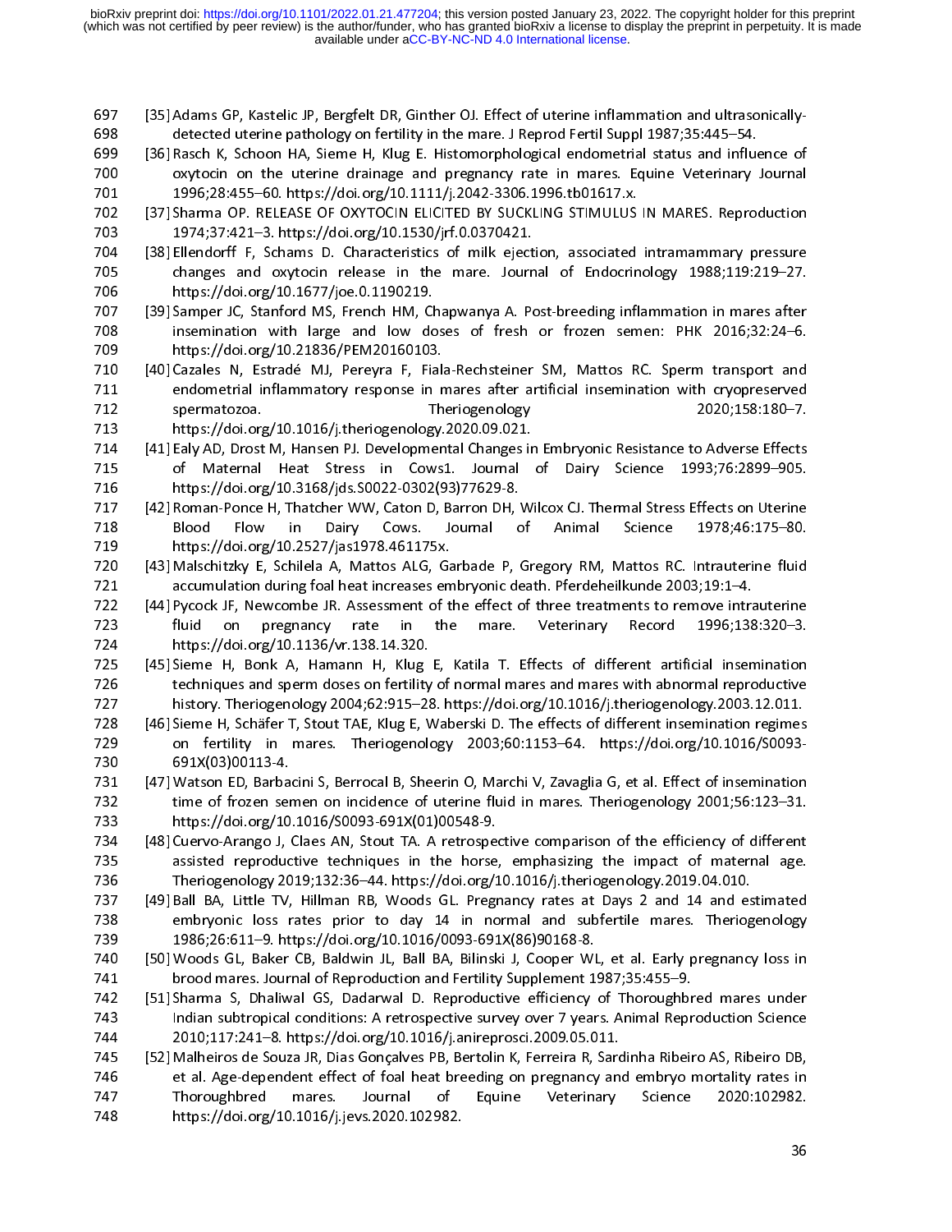[35] Adams GP, Kastelic JP, Bergfelt DR, Ginther OJ. Effect of uterine inflammation and ultrasonically-detected uterine pathology on fertility in the mare. J Reprod Fertil Suppl 1987;35:445–54.

[36] Rasch K, Schoon HA, Sieme H, Klug E. Histomorphological endometrial status and influence of oxytocin on the uterine drainage and pregnancy rate in mares. Equine Veterinary Journal 1996;28:455–60. https://doi.org/10.1111/j.2042-3306.1996.tb01617.x.

[37] Sharma OP. RELEASE OF OXYTOCIN ELICITED BY SUCKLING STIMULUS IN MARES. Reproduction 1974;37:421–3. https://doi.org/10.1530/jrf.0.0370421.

[38] Ellendorff F, Schams D. Characteristics of milk ejection, associated intramammary pressure changes and oxytocin release in the mare. Journal of Endocrinology 1988;119:219–27. https://doi.org/10.1677/joe.0.1190219.

[39] Samper JC, Stanford MS, French HM, Chapwanya A. Post-breeding inflammation in mares after insemination with large and low doses of fresh or frozen semen: PHK 2016;32:24–6. https://doi.org/10.21836/PEM20160103.

[40] Cazales N, Estradé MJ, Pereyra F, Fiala-Rechsteiner SM, Mattos RC. Sperm transport and endometrial inflammatory response in mares after artificial insemination with cryopreserved spermatozoa. Theriogenology 2020;158:180–7. https://doi.org/10.1016/j.theriogenology.2020.09.021.

[41] Ealy AD, Drost M, Hansen PJ. Developmental Changes in Embryonic Resistance to Adverse Effects of Maternal Heat Stress in Cows1. Journal of Dairy Science 1993;76:2899–905. https://doi.org/10.3168/jds.S0022-0302(93)77629-8.

[42] Roman-Ponce H, Thatcher WW, Caton D, Barron DH, Wilcox CJ. Thermal Stress Effects on Uterine Blood Flow in Dairy Cows. Journal of Animal Science 1978;46:175–80. https://doi.org/10.2527/jas1978.461175x.

[43] Malschitzky E, Schilela A, Mattos ALG, Garbade P, Gregory RM, Mattos RC. Intrauterine fluid accumulation during foal heat increases embryonic death. Pferdeheilkunde 2003;19:1–4.

[44] Pycock JF, Newcombe JR. Assessment of the effect of three treatments to remove intrauterine fluid on pregnancy rate in the mare. Veterinary Record 1996;138:320–3. https://doi.org/10.1136/vr.138.14.320.

[45] Sieme H, Bonk A, Hamann H, Klug E, Katila T. Effects of different artificial insemination techniques and sperm doses on fertility of normal mares and mares with abnormal reproductive history. Theriogenology 2004;62:915–28. https://doi.org/10.1016/j.theriogenology.2003.12.011.

[46] Sieme H, Schäfer T, Stout TAE, Klug E, Waberski D. The effects of different insemination regimes on fertility in mares. Theriogenology 2003;60:1153–64. https://doi.org/10.1016/S0093-691X(03)00113-4.

[47] Watson ED, Barbacini S, Berrocal B, Sheerin O, Marchi V, Zavaglia G, et al. Effect of insemination time of frozen semen on incidence of uterine fluid in mares. Theriogenology 2001;56:123–31. https://doi.org/10.1016/S0093-691X(01)00548-9.

[48] Cuervo-Arango J, Claes AN, Stout TA. A retrospective comparison of the efficiency of different assisted reproductive techniques in the horse, emphasizing the impact of maternal age. Theriogenology 2019;132:36–44. https://doi.org/10.1016/j.theriogenology.2019.04.010.

[49] Ball BA, Little TV, Hillman RB, Woods GL. Pregnancy rates at Days 2 and 14 and estimated embryonic loss rates prior to day 14 in normal and subfertile mares. Theriogenology 1986;26:611–9. https://doi.org/10.1016/0093-691X(86)90168-8.

[50] Woods GL, Baker CB, Baldwin JL, Ball BA, Bilinski J, Cooper WL, et al. Early pregnancy loss in brood mares. Journal of Reproduction and Fertility Supplement 1987;35:455–9.

[51] Sharma S, Dhaliwal GS, Dadarwal D. Reproductive efficiency of Thoroughbred mares under Indian subtropical conditions: A retrospective survey over 7 years. Animal Reproduction Science 2010;117:241–8. https://doi.org/10.1016/j.anireprosci.2009.05.011.

[52] Malheiros de Souza JR, Dias Gonçalves PB, Bertolin K, Ferreira R, Sardinha Ribeiro AS, Ribeiro DB, et al. Age-dependent effect of foal heat breeding on pregnancy and embryo mortality rates in Thoroughbred mares. Journal of Equine Veterinary Science 2020:102982. https://doi.org/10.1016/j.jevs.2020.102982.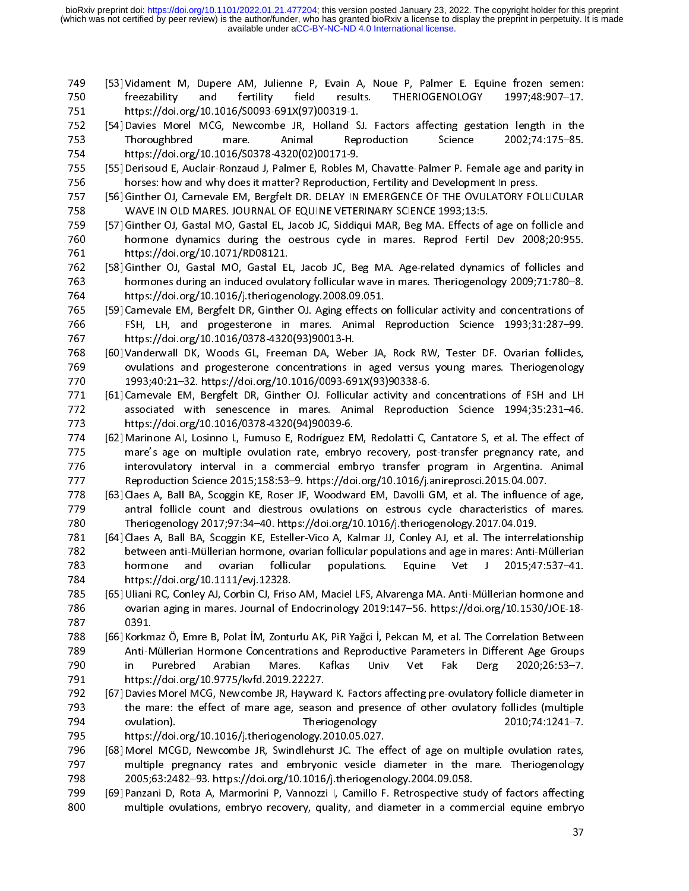[53] Vidament M, Dupere AM, Julienne P, Evain A, Noue P, Palmer E. Equine frozen semen: freezability and fertility field results. THERIOGENOLOGY 1997;48:907–17. https://doi.org/10.1016/S0093-691X(97)00319-1.

[54] Davies Morel MCG, Newcombe JR, Holland SJ. Factors affecting gestation length in the Thoroughbred mare. Animal Reproduction Science 2002;74:175–85. https://doi.org/10.1016/S0378-4320(02)00171-9.

[55] Derisoud E, Auclair-Ronzaud J, Palmer E, Robles M, Chavatte-Palmer P. Female age and parity in horses: how and why does it matter? Reproduction, Fertility and Development In press.

[56] Ginther OJ, Carnevale EM, Bergfelt DR. DELAY IN EMERGENCE OF THE OVULATORY FOLLICULAR WAVE IN OLD MARES. JOURNAL OF EQUINE VETERINARY SCIENCE 1993;13:5.

[57] Ginther OJ, Gastal MO, Gastal EL, Jacob JC, Siddiqui MAR, Beg MA. Effects of age on follicle and hormone dynamics during the oestrous cycle in mares. Reprod Fertil Dev 2008;20:955. https://doi.org/10.1071/RD08121.

[58] Ginther OJ, Gastal MO, Gastal EL, Jacob JC, Beg MA. Age-related dynamics of follicles and hormones during an induced ovulatory follicular wave in mares. Theriogenology 2009;71:780–8. https://doi.org/10.1016/j.theriogenology.2008.09.051.

[59] Carnevale EM, Bergfelt DR, Ginther OJ. Aging effects on follicular activity and concentrations of FSH, LH, and progesterone in mares. Animal Reproduction Science 1993;31:287–99. https://doi.org/10.1016/0378-4320(93)90013-H.

[60] Vanderwall DK, Woods GL, Freeman DA, Weber JA, Rock RW, Tester DF. Ovarian follicles, ovulations and progesterone concentrations in aged versus young mares. Theriogenology 1993;40:21–32. https://doi.org/10.1016/0093-691X(93)90338-6.

[61] Carnevale EM, Bergfelt DR, Ginther OJ. Follicular activity and concentrations of FSH and LH associated with senescence in mares. Animal Reproduction Science 1994;35:231–46. https://doi.org/10.1016/0378-4320(94)90039-6.

[62] Marinone AI, Losinno L, Fumuso E, Rodríguez EM, Redolatti C, Cantatore S, et al. The effect of mare's age on multiple ovulation rate, embryo recovery, post-transfer pregnancy rate, and interovulatory interval in a commercial embryo transfer program in Argentina. Animal Reproduction Science 2015;158:53–9. https://doi.org/10.1016/j.anireprosci.2015.04.007.

[63] Claes A, Ball BA, Scoggin KE, Roser JF, Woodward EM, Davolli GM, et al. The influence of age, antral follicle count and diestrous ovulations on estrous cycle characteristics of mares. Theriogenology 2017;97:34–40. https://doi.org/10.1016/j.theriogenology.2017.04.019.

[64] Claes A, Ball BA, Scoggin KE, Esteller-Vico A, Kalmar JJ, Conley AJ, et al. The interrelationship between anti-Müllerian hormone, ovarian follicular populations and age in mares: Anti-Müllerian hormone and ovarian follicular populations. Equine Vet J 2015;47:537–41. https://doi.org/10.1111/evj.12328.

[65] Uliani RC, Conley AJ, Corbin CJ, Friso AM, Maciel LFS, Alvarenga MA. Anti-Müllerian hormone and ovarian aging in mares. Journal of Endocrinology 2019:147–56. https://doi.org/10.1530/JOE-18-0391.

[66] Korkmaz Ö, Emre B, Polat İM, Zonturlu AK, PiR Yağci İ, Pekcan M, et al. The Correlation Between Anti-Müllerian Hormone Concentrations and Reproductive Parameters in Different Age Groups in Purebred Arabian Mares. Kafkas Univ Vet Fak Derg 2020;26:53–7. https://doi.org/10.9775/kvfd.2019.22227.

[67] Davies Morel MCG, Newcombe JR, Hayward K. Factors affecting pre-ovulatory follicle diameter in the mare: the effect of mare age, season and presence of other ovulatory follicles (multiple ovulation). Theriogenology 2010;74:1241–7. https://doi.org/10.1016/j.theriogenology.2010.05.027.

[68] Morel MCGD, Newcombe JR, Swindlehurst JC. The effect of age on multiple ovulation rates, multiple pregnancy rates and embryonic vesicle diameter in the mare. Theriogenology 2005;63:2482–93. https://doi.org/10.1016/j.theriogenology.2004.09.058.

[69] Panzani D, Rota A, Marmorini P, Vannozzi I, Camillo F. Retrospective study of factors affecting multiple ovulations, embryo recovery, quality, and diameter in a commercial equine embryo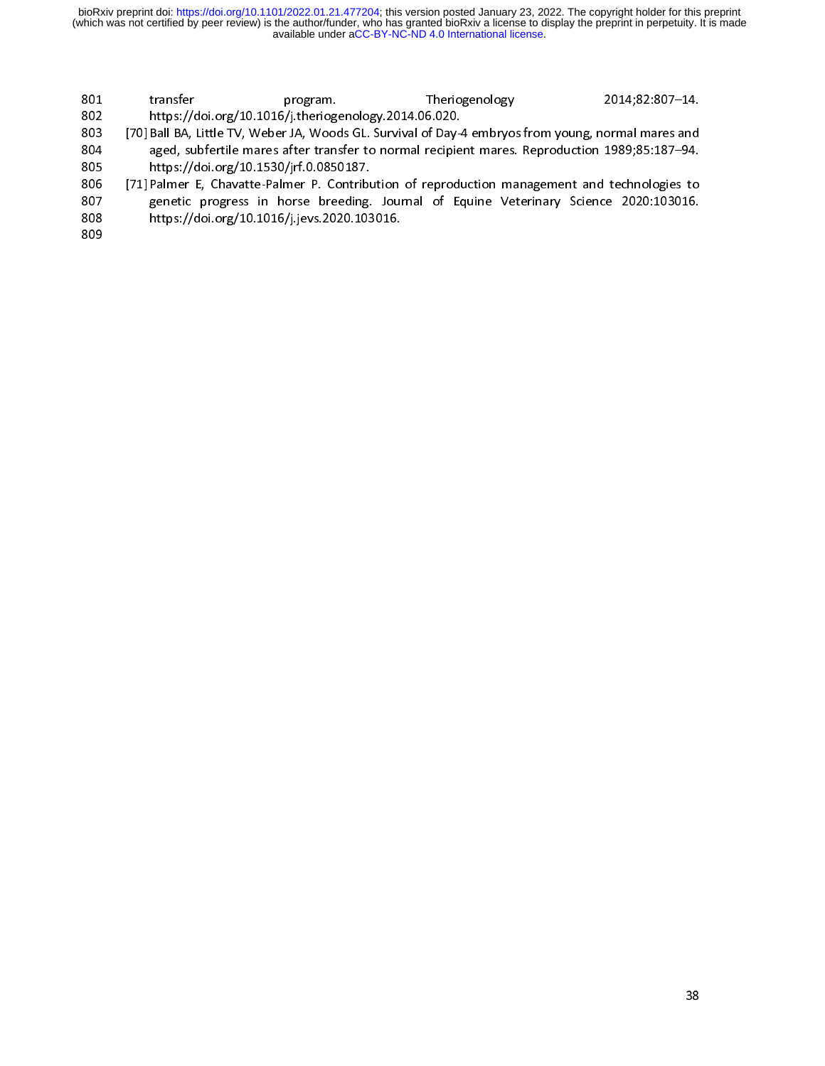transfer program. Theriogenology 2014;82:807–14. https://doi.org/10.1016/j.theriogenology.2014.06.020.

[70] Ball BA, Little TV, Weber JA, Woods GL. Survival of Day-4 embryos from young, normal mares and aged, subfertile mares after transfer to normal recipient mares. Reproduction 1989;85:187–94. https://doi.org/10.1530/jrf.0.0850187.

[71] Palmer E, Chavatte-Palmer P. Contribution of reproduction management and technologies to genetic progress in horse breeding. Journal of Equine Veterinary Science 2020:103016. https://doi.org/10.1016/j.jevs.2020.103016.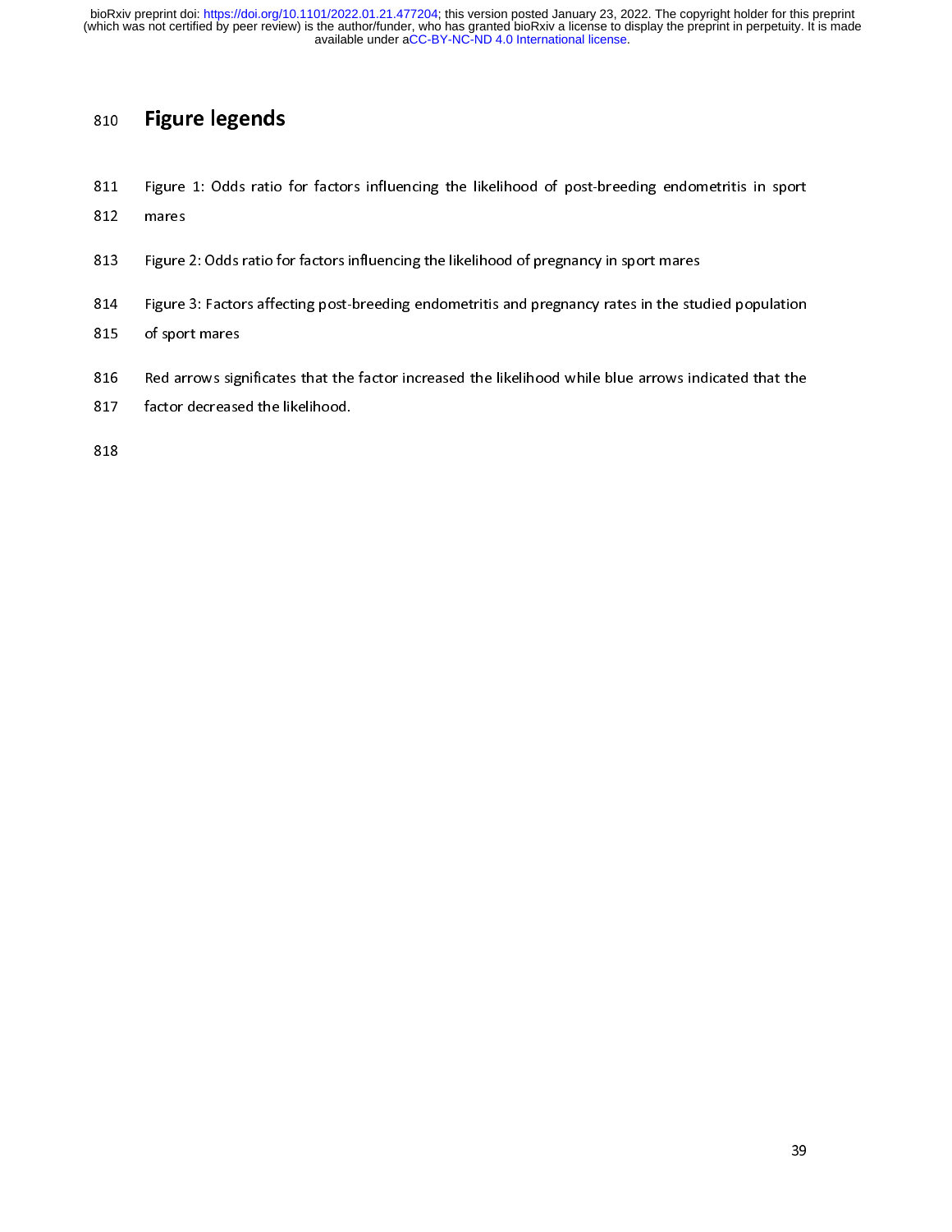# Figure legends

Figure 1: Odds ratio for factors influencing the likelihood of post-breeding endometritis in sport mares

Figure 2: Odds ratio for factors influencing the likelihood of pregnancy in sport mares

Figure 3: Factors affecting post-breeding endometritis and pregnancy rates in the studied population of sport mares

Red arrows significates that the factor increased the likelihood while blue arrows indicated that the factor decreased the likelihood.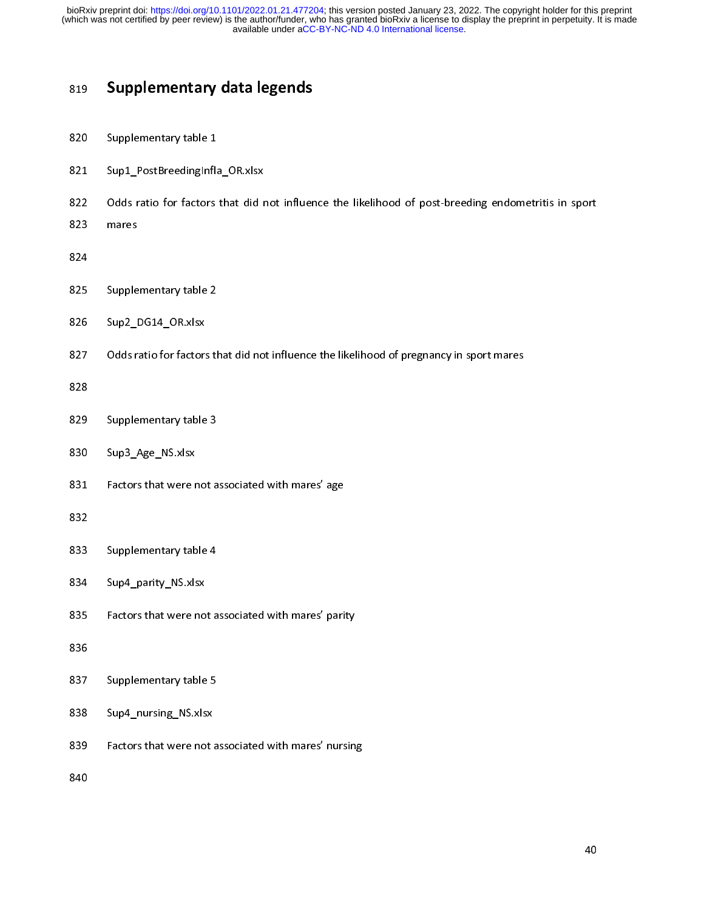# Supplementary data legends

Supplementary table 1

Sup1_PostBreedingInfla_OR.xlsx

Odds ratio for factors that did not influence the likelihood of post-breeding endometritis in sport mares

Supplementary table 2

Sup2_DG14_OR.xlsx

Odds ratio for factors that did not influence the likelihood of pregnancy in sport mares

Supplementary table 3

Sup3_Age_NS.xlsx

Factors that were not associated with mares' age

Supplementary table 4

Sup4_parity_NS.xlsx

Factors that were not associated with mares' parity

Supplementary table 5

Sup4_nursing_NS.xlsx

Factors that were not associated with mares' nursing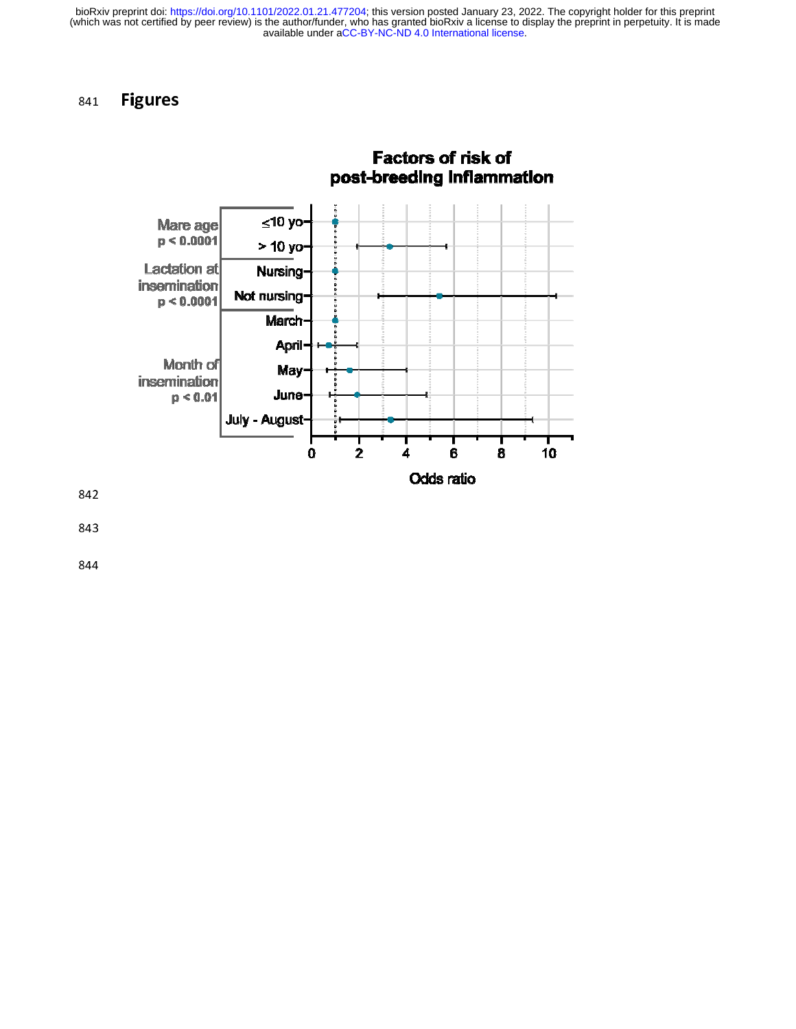# Figures

**Factors of risk of post-breeding Inflammation**

| | | |
|---|---|---|
| Mare age $p < 0.0001$ | ≤10 yo | |
| | > 10 yo | |
| Lactation at insemination $p < 0.0001$ | Nursing | |
| | Not nursing | |
| Month of insemination $p < 0.01$ | March | |
| | April | |
| | May | |
| | June | |
| | July - August | |

Odds ratio (axis: 0, 2, 4, 6, 8, 10)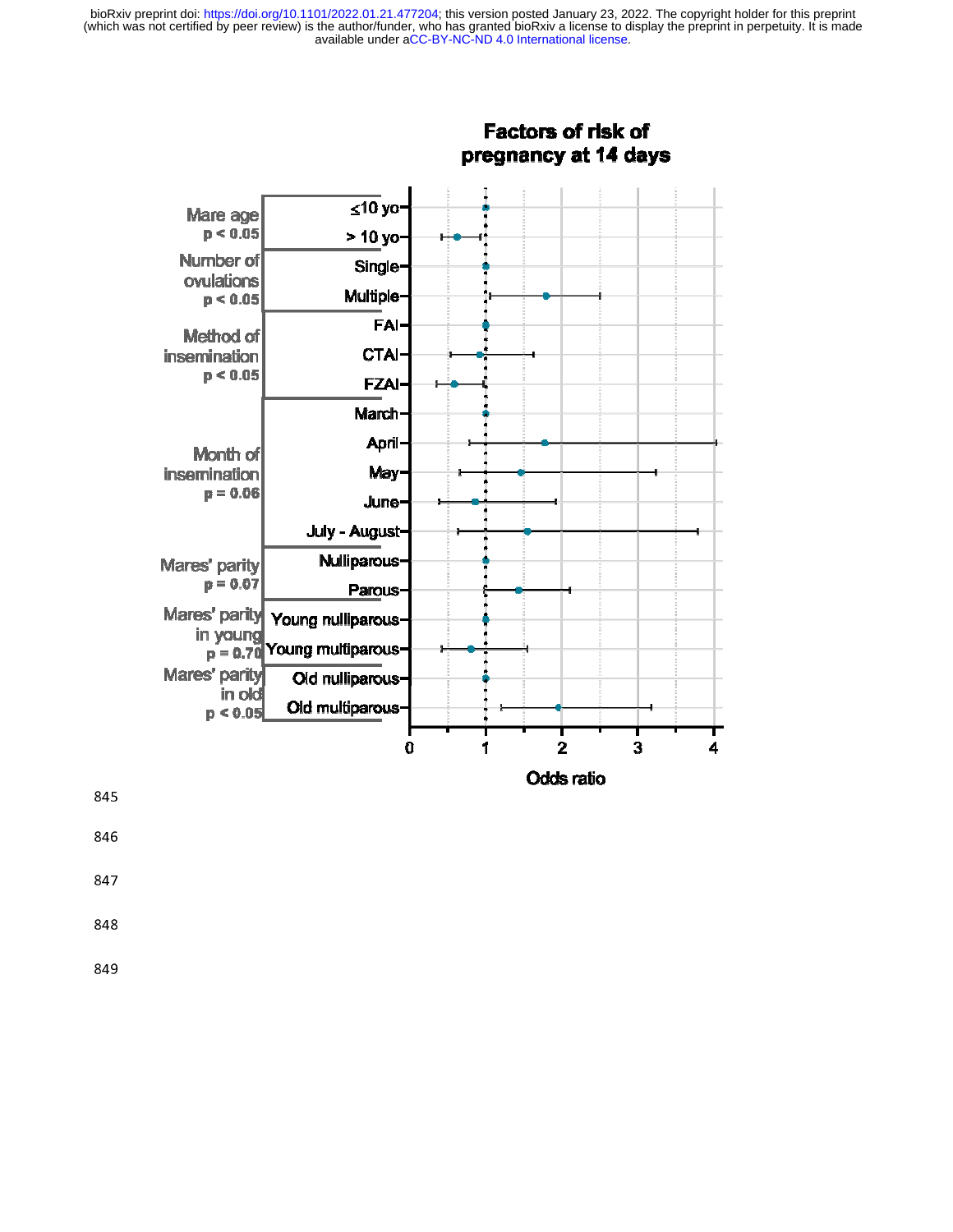**Factors of risk of pregnancy at 14 days**

| Factor | Category |
|---|---|
| Mare age ($p < 0.05$) | ≤10 yo |
| | > 10 yo |
| Number of ovulations ($p < 0.05$) | Single |
| | Multiple |
| Method of insemination ($p < 0.05$) | FAI |
| | CTAI |
| | FZAI |
| Month of insemination ($p = 0.06$) | March |
| | April |
| | May |
| | June |
| | July - August |
| Mares' parity ($p = 0.07$) | Nulliparous |
| | Parous |
| Mares' parity in young ($p = 0.70$) | Young nulliparous |
| | Young multiparous |
| Mares' parity in old ($p < 0.05$) | Old nulliparous |
| | Old multiparous |

Odds ratio (x-axis: 0, 1, 2, 3, 4)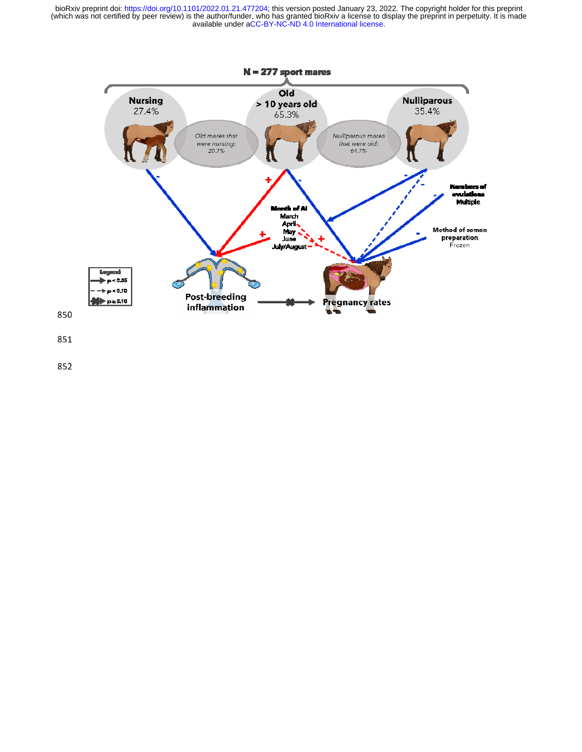N = 277 sport mares

Nursing
27.4%

Old mares that were nursing:
20.7%

Old
> 10 years old
65.3%

Nulliparous mares that were old:
64.7%

Nulliparous
35.4%

Month of AI
March
April
May
June
July/August

Numbers of ovulations
Multiple

Method of semen preparation
Frozen

Legend
p < 0.05
p < 0.10
p ≥ 0.10

Post-breeding inflammation

Pregnancy rates